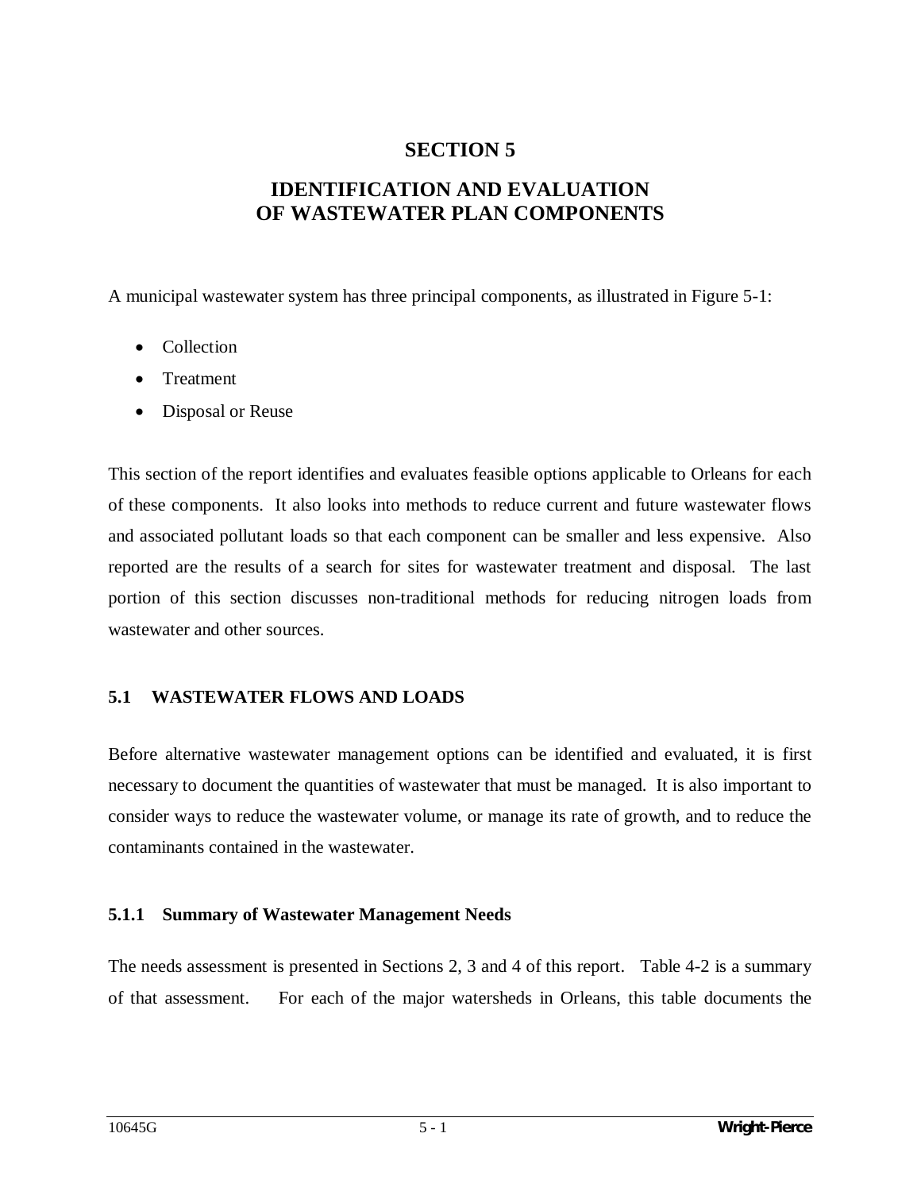# SECTION 5

## IDENTIFICATION AND EVALUATION OF WASTEWATER PLAN COMPONENTS

A municipal wastewater system has three principal components, as illustrated in Figure 5-1:

- Collection
- Treatment
- Disposal or Reuse

This section of the report identifies and evaluates feasible options applicable to Orleans for each of these components. It also looks into methods to reduce current and future wastewater flows and associated pollutant loads so that each component can be smaller and less expensive. Also reported are the results of a search for sites for wastewater treatment and disposal. The last portion of this section discusses non-traditional methods for reducing nitrogen loads from wastewater and other sources.

### 5.1 WASTEWATER FLOWS AND LOADS

Before alternative wastewater management options can be identified and evaluated, it is first necessary to document the quantities of wastewater that must be managed. It is also important to consider ways to reduce the wastewater volume, or manage its rate of growth, and to reduce the contaminants contained in the wastewater.

#### 5.1.1 Summary of Wastewater Management Needs

The needs assessment is presented in Sections 2, 3 and 4 of this report. Table 4-2 is a summary of that assessment. For each of the major watersheds in Orleans, this table documents the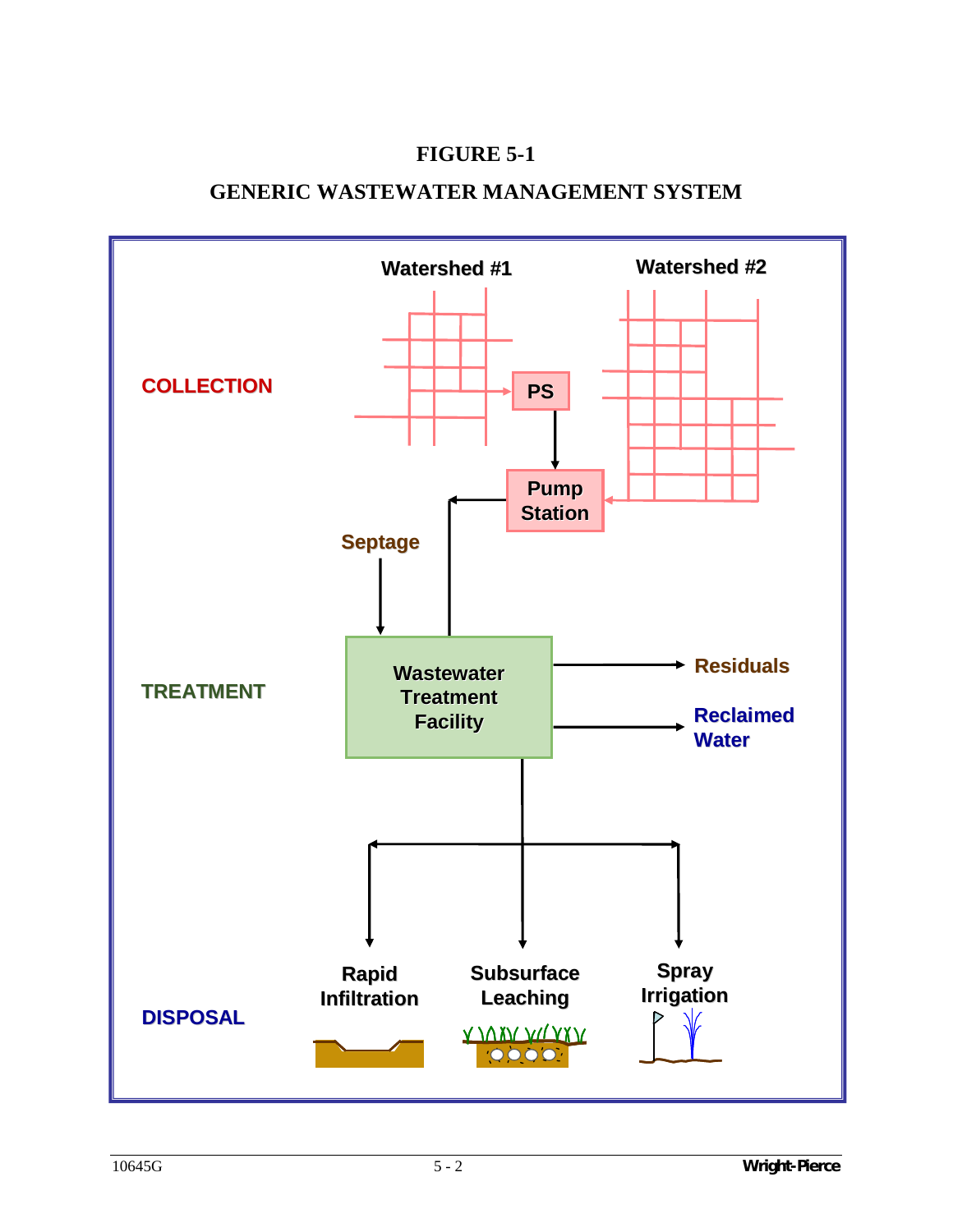# FIGURE 5-1

## GENERIC WASTEWATER MANAGEMENT SYSTEM

COLLECTION

Watershed #1

Watershed #2

PS

Pump Station

Septage

TREATMENT

Wastewater Treatment Facility

Residuals

Reclaimed Water

DISPOSAL

Rapid Infiltration

Subsurface Leaching

Spray Irrigation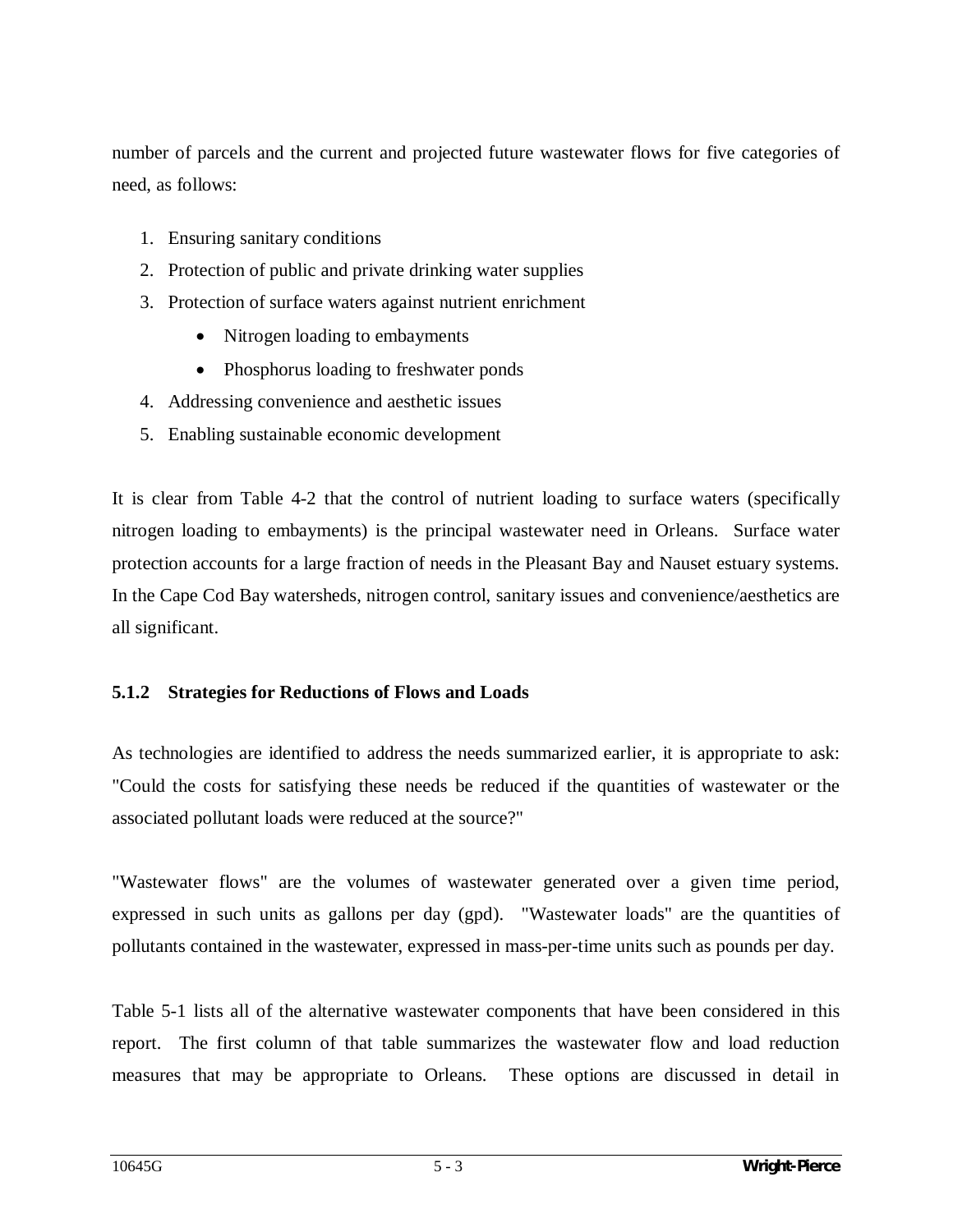number of parcels and the current and projected future wastewater flows for five categories of need, as follows:

1. Ensuring sanitary conditions
2. Protection of public and private drinking water supplies
3. Protection of surface waters against nutrient enrichment
   - Nitrogen loading to embayments
   - Phosphorus loading to freshwater ponds
4. Addressing convenience and aesthetic issues
5. Enabling sustainable economic development

It is clear from Table 4-2 that the control of nutrient loading to surface waters (specifically nitrogen loading to embayments) is the principal wastewater need in Orleans. Surface water protection accounts for a large fraction of needs in the Pleasant Bay and Nauset estuary systems. In the Cape Cod Bay watersheds, nitrogen control, sanitary issues and convenience/aesthetics are all significant.

### 5.1.2 Strategies for Reductions of Flows and Loads

As technologies are identified to address the needs summarized earlier, it is appropriate to ask: "Could the costs for satisfying these needs be reduced if the quantities of wastewater or the associated pollutant loads were reduced at the source?"

"Wastewater flows" are the volumes of wastewater generated over a given time period, expressed in such units as gallons per day (gpd). "Wastewater loads" are the quantities of pollutants contained in the wastewater, expressed in mass-per-time units such as pounds per day.

Table 5-1 lists all of the alternative wastewater components that have been considered in this report. The first column of that table summarizes the wastewater flow and load reduction measures that may be appropriate to Orleans. These options are discussed in detail in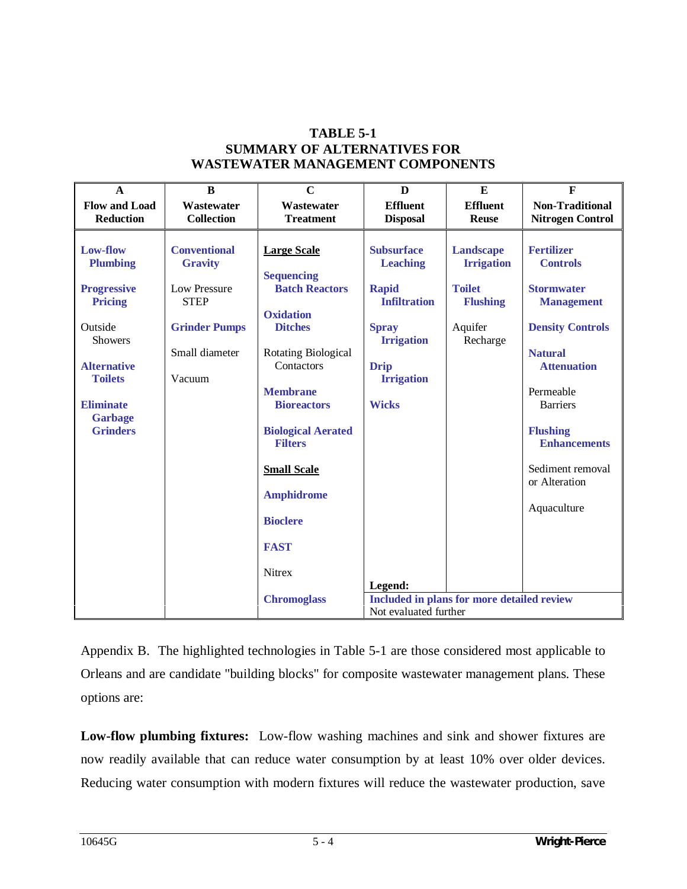**TABLE 5-1**
**SUMMARY OF ALTERNATIVES FOR**
**WASTEWATER MANAGEMENT COMPONENTS**

| A<br>Flow and Load Reduction | B<br>Wastewater Collection | C<br>Wastewater Treatment | D<br>Effluent Disposal | E<br>Effluent Reuse | F<br>Non-Traditional Nitrogen Control |
|---|---|---|---|---|---|
| **Low-flow Plumbing** | **Conventional Gravity** | **Large Scale** | **Subsurface Leaching** | **Landscape Irrigation** | **Fertilizer Controls** |
| **Progressive Pricing** | Low Pressure STEP | **Sequencing Batch Reactors** | **Rapid Infiltration** | **Toilet Flushing** | **Stormwater Management** |
| Outside Showers | **Grinder Pumps** | **Oxidation Ditches** | **Spray Irrigation** | Aquifer Recharge | **Density Controls** |
| **Alternative Toilets** | Small diameter | Rotating Biological Contactors | **Drip Irrigation** | | **Natural Attenuation** |
| **Eliminate Garbage Grinders** | Vacuum | **Membrane Bioreactors** | **Wicks** | | Permeable Barriers |
| | | **Biological Aerated Filters** | | | **Flushing Enhancements** |
| | | **Small Scale** | | | Sediment removal or Alteration |
| | | **Amphidrome** | | | Aquaculture |
| | | **Bioclere** | | | |
| | | **FAST** | | | |
| | | Nitrex | | | |
| | | **Chromoglass** | | | |

Legend:
**Included in plans for more detailed review**
Not evaluated further

Appendix B. The highlighted technologies in Table 5-1 are those considered most applicable to Orleans and are candidate "building blocks" for composite wastewater management plans. These options are:

**Low-flow plumbing fixtures:** Low-flow washing machines and sink and shower fixtures are now readily available that can reduce water consumption by at least 10% over older devices. Reducing water consumption with modern fixtures will reduce the wastewater production, save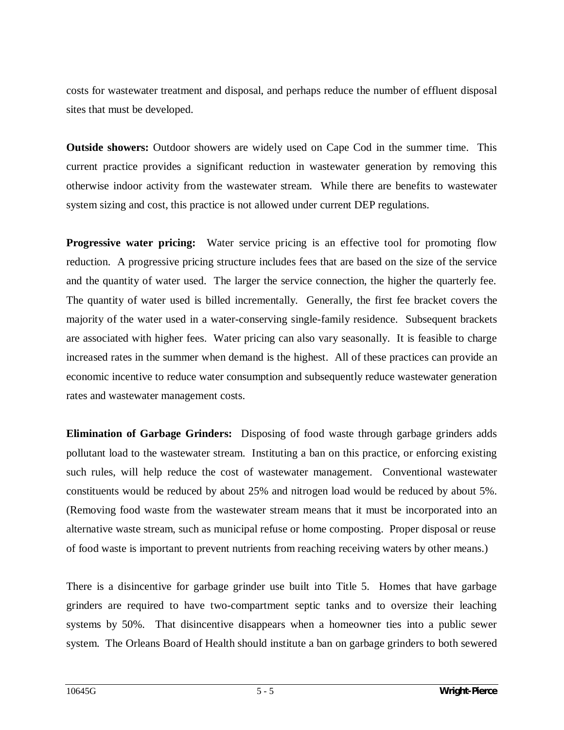costs for wastewater treatment and disposal, and perhaps reduce the number of effluent disposal sites that must be developed.

**Outside showers:** Outdoor showers are widely used on Cape Cod in the summer time. This current practice provides a significant reduction in wastewater generation by removing this otherwise indoor activity from the wastewater stream. While there are benefits to wastewater system sizing and cost, this practice is not allowed under current DEP regulations.

**Progressive water pricing:** Water service pricing is an effective tool for promoting flow reduction. A progressive pricing structure includes fees that are based on the size of the service and the quantity of water used. The larger the service connection, the higher the quarterly fee. The quantity of water used is billed incrementally. Generally, the first fee bracket covers the majority of the water used in a water-conserving single-family residence. Subsequent brackets are associated with higher fees. Water pricing can also vary seasonally. It is feasible to charge increased rates in the summer when demand is the highest. All of these practices can provide an economic incentive to reduce water consumption and subsequently reduce wastewater generation rates and wastewater management costs.

**Elimination of Garbage Grinders:** Disposing of food waste through garbage grinders adds pollutant load to the wastewater stream. Instituting a ban on this practice, or enforcing existing such rules, will help reduce the cost of wastewater management. Conventional wastewater constituents would be reduced by about 25% and nitrogen load would be reduced by about 5%. (Removing food waste from the wastewater stream means that it must be incorporated into an alternative waste stream, such as municipal refuse or home composting. Proper disposal or reuse of food waste is important to prevent nutrients from reaching receiving waters by other means.)

There is a disincentive for garbage grinder use built into Title 5. Homes that have garbage grinders are required to have two-compartment septic tanks and to oversize their leaching systems by 50%. That disincentive disappears when a homeowner ties into a public sewer system. The Orleans Board of Health should institute a ban on garbage grinders to both sewered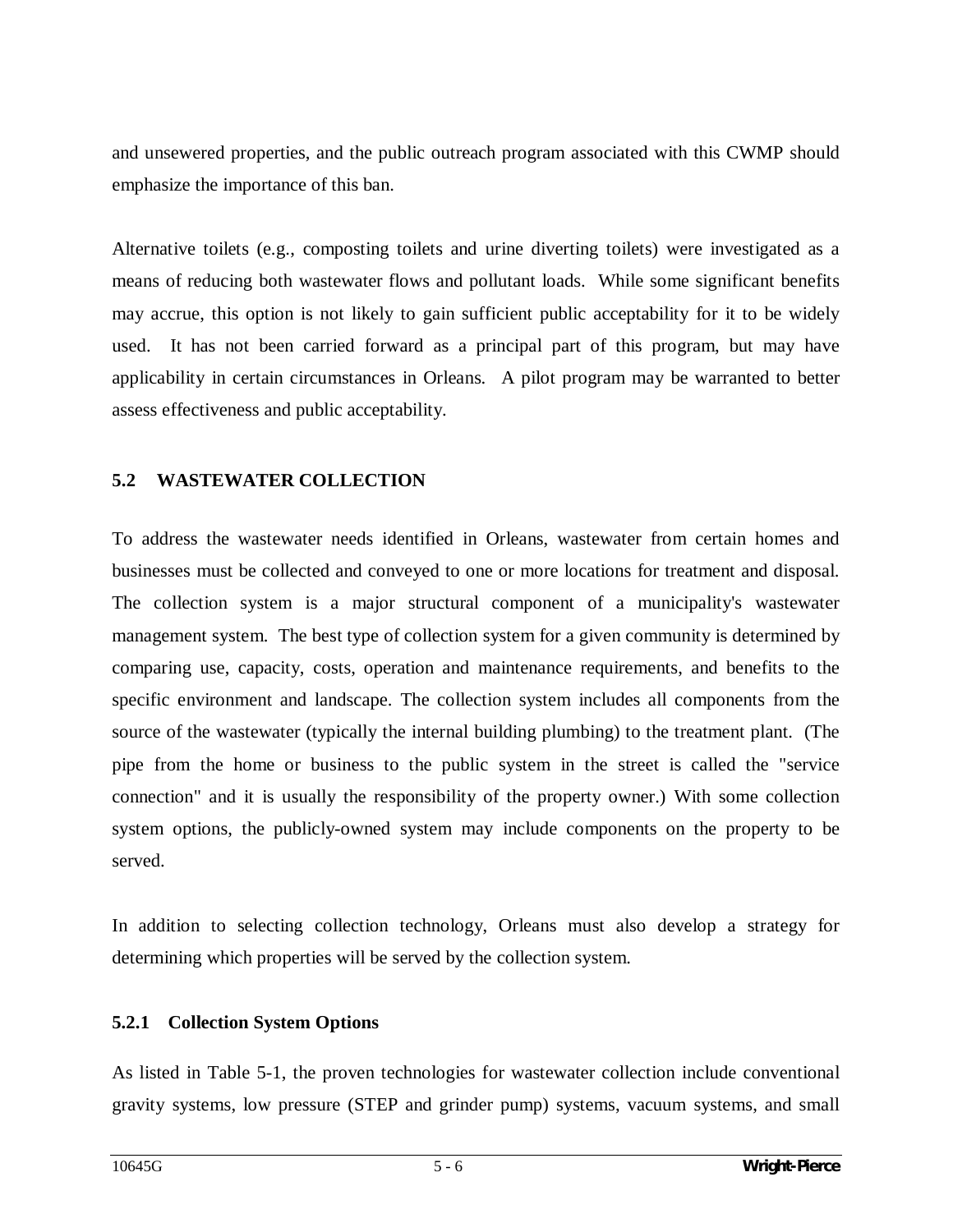and unsewered properties, and the public outreach program associated with this CWMP should emphasize the importance of this ban.

Alternative toilets (e.g., composting toilets and urine diverting toilets) were investigated as a means of reducing both wastewater flows and pollutant loads. While some significant benefits may accrue, this option is not likely to gain sufficient public acceptability for it to be widely used. It has not been carried forward as a principal part of this program, but may have applicability in certain circumstances in Orleans. A pilot program may be warranted to better assess effectiveness and public acceptability.

## 5.2 WASTEWATER COLLECTION

To address the wastewater needs identified in Orleans, wastewater from certain homes and businesses must be collected and conveyed to one or more locations for treatment and disposal. The collection system is a major structural component of a municipality's wastewater management system. The best type of collection system for a given community is determined by comparing use, capacity, costs, operation and maintenance requirements, and benefits to the specific environment and landscape. The collection system includes all components from the source of the wastewater (typically the internal building plumbing) to the treatment plant. (The pipe from the home or business to the public system in the street is called the "service connection" and it is usually the responsibility of the property owner.) With some collection system options, the publicly-owned system may include components on the property to be served.

In addition to selecting collection technology, Orleans must also develop a strategy for determining which properties will be served by the collection system.

### 5.2.1 Collection System Options

As listed in Table 5-1, the proven technologies for wastewater collection include conventional gravity systems, low pressure (STEP and grinder pump) systems, vacuum systems, and small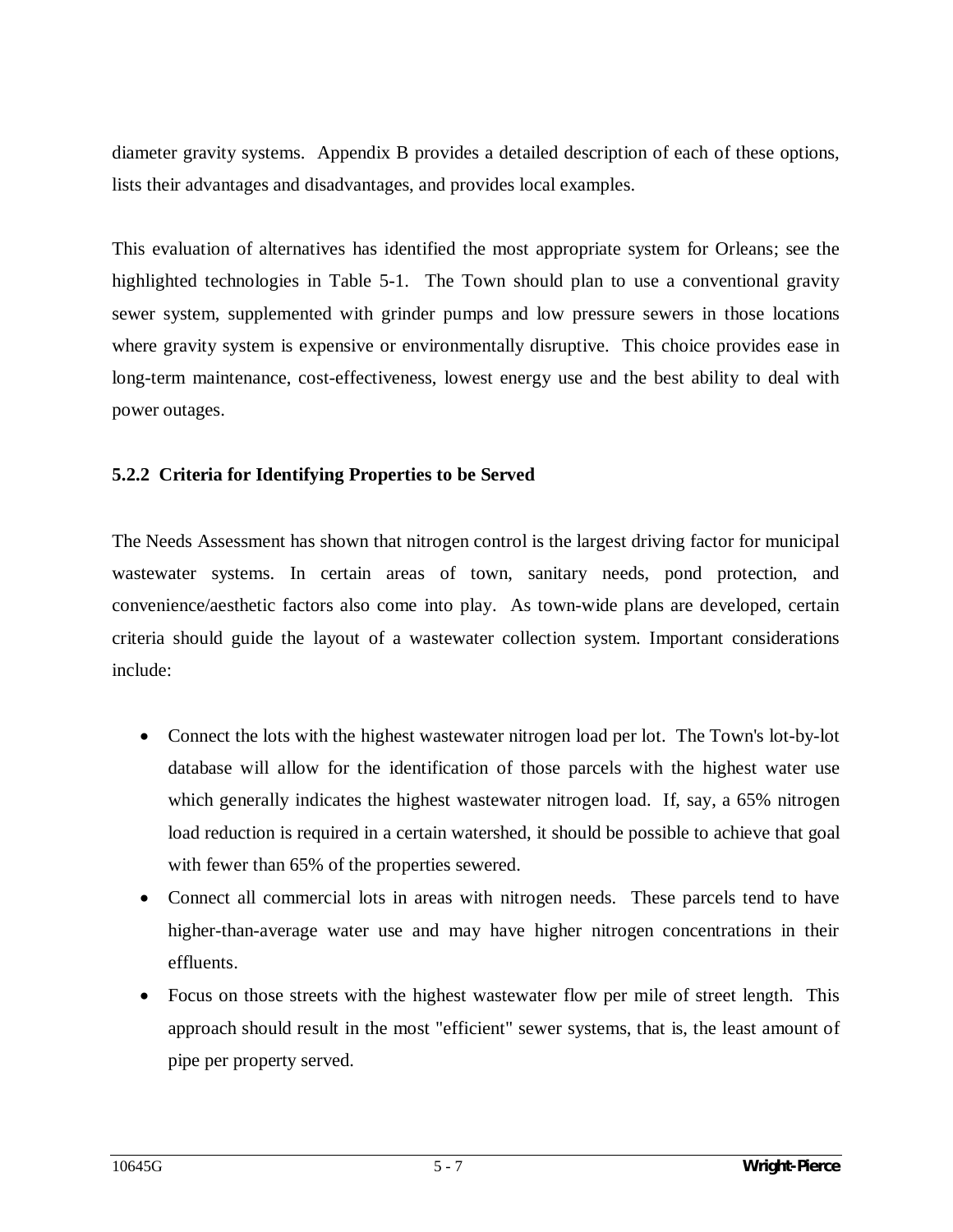diameter gravity systems. Appendix B provides a detailed description of each of these options, lists their advantages and disadvantages, and provides local examples.

This evaluation of alternatives has identified the most appropriate system for Orleans; see the highlighted technologies in Table 5-1. The Town should plan to use a conventional gravity sewer system, supplemented with grinder pumps and low pressure sewers in those locations where gravity system is expensive or environmentally disruptive. This choice provides ease in long-term maintenance, cost-effectiveness, lowest energy use and the best ability to deal with power outages.

### 5.2.2 Criteria for Identifying Properties to be Served

The Needs Assessment has shown that nitrogen control is the largest driving factor for municipal wastewater systems. In certain areas of town, sanitary needs, pond protection, and convenience/aesthetic factors also come into play. As town-wide plans are developed, certain criteria should guide the layout of a wastewater collection system. Important considerations include:

- Connect the lots with the highest wastewater nitrogen load per lot. The Town's lot-by-lot database will allow for the identification of those parcels with the highest water use which generally indicates the highest wastewater nitrogen load. If, say, a 65% nitrogen load reduction is required in a certain watershed, it should be possible to achieve that goal with fewer than 65% of the properties sewered.
- Connect all commercial lots in areas with nitrogen needs. These parcels tend to have higher-than-average water use and may have higher nitrogen concentrations in their effluents.
- Focus on those streets with the highest wastewater flow per mile of street length. This approach should result in the most "efficient" sewer systems, that is, the least amount of pipe per property served.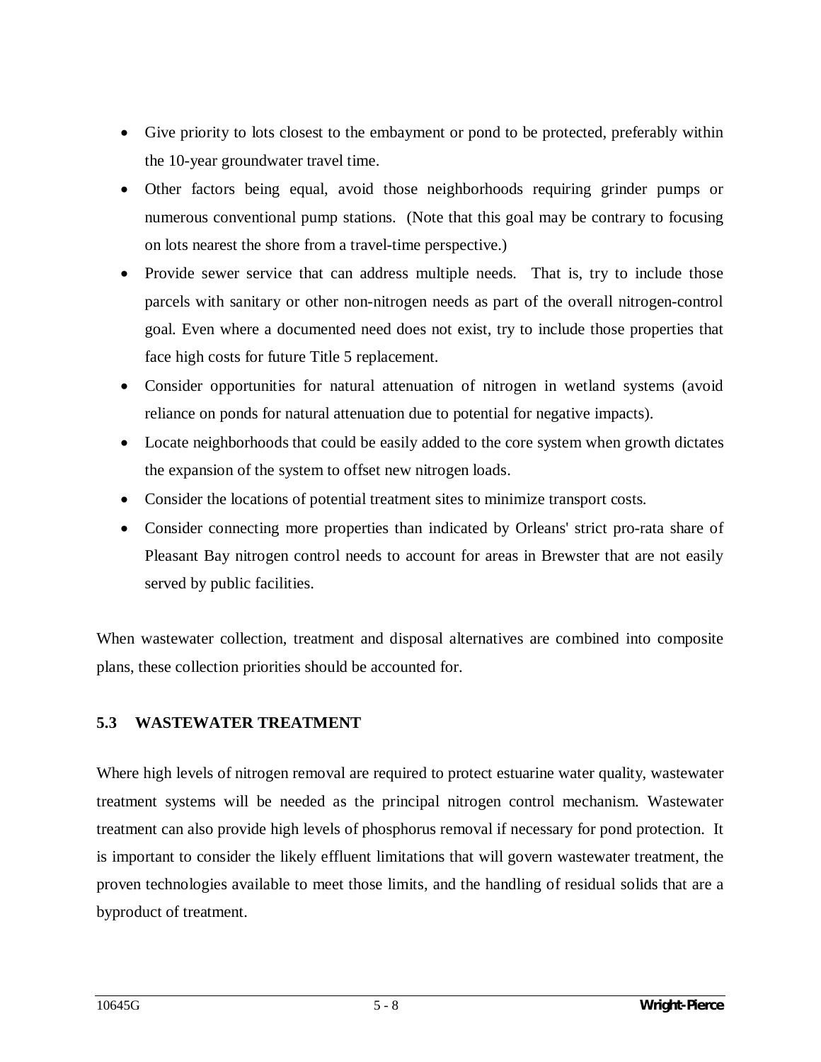- Give priority to lots closest to the embayment or pond to be protected, preferably within the 10-year groundwater travel time.
- Other factors being equal, avoid those neighborhoods requiring grinder pumps or numerous conventional pump stations. (Note that this goal may be contrary to focusing on lots nearest the shore from a travel-time perspective.)
- Provide sewer service that can address multiple needs. That is, try to include those parcels with sanitary or other non-nitrogen needs as part of the overall nitrogen-control goal. Even where a documented need does not exist, try to include those properties that face high costs for future Title 5 replacement.
- Consider opportunities for natural attenuation of nitrogen in wetland systems (avoid reliance on ponds for natural attenuation due to potential for negative impacts).
- Locate neighborhoods that could be easily added to the core system when growth dictates the expansion of the system to offset new nitrogen loads.
- Consider the locations of potential treatment sites to minimize transport costs.
- Consider connecting more properties than indicated by Orleans' strict pro-rata share of Pleasant Bay nitrogen control needs to account for areas in Brewster that are not easily served by public facilities.

When wastewater collection, treatment and disposal alternatives are combined into composite plans, these collection priorities should be accounted for.

## 5.3 WASTEWATER TREATMENT

Where high levels of nitrogen removal are required to protect estuarine water quality, wastewater treatment systems will be needed as the principal nitrogen control mechanism. Wastewater treatment can also provide high levels of phosphorus removal if necessary for pond protection. It is important to consider the likely effluent limitations that will govern wastewater treatment, the proven technologies available to meet those limits, and the handling of residual solids that are a byproduct of treatment.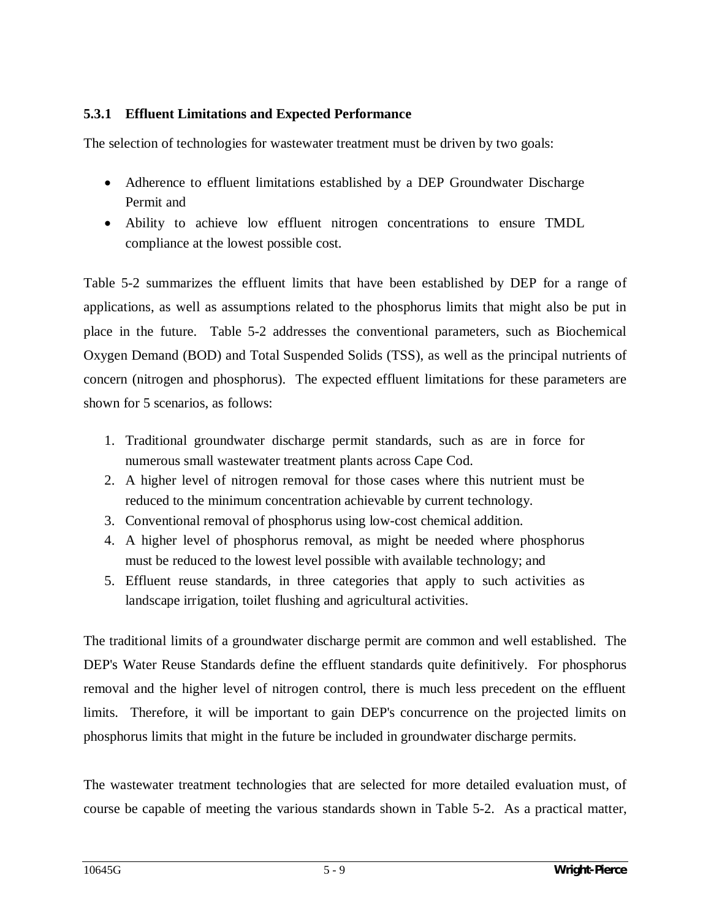### 5.3.1 Effluent Limitations and Expected Performance

The selection of technologies for wastewater treatment must be driven by two goals:

- Adherence to effluent limitations established by a DEP Groundwater Discharge Permit and
- Ability to achieve low effluent nitrogen concentrations to ensure TMDL compliance at the lowest possible cost.

Table 5-2 summarizes the effluent limits that have been established by DEP for a range of applications, as well as assumptions related to the phosphorus limits that might also be put in place in the future. Table 5-2 addresses the conventional parameters, such as Biochemical Oxygen Demand (BOD) and Total Suspended Solids (TSS), as well as the principal nutrients of concern (nitrogen and phosphorus). The expected effluent limitations for these parameters are shown for 5 scenarios, as follows:

1. Traditional groundwater discharge permit standards, such as are in force for numerous small wastewater treatment plants across Cape Cod.
2. A higher level of nitrogen removal for those cases where this nutrient must be reduced to the minimum concentration achievable by current technology.
3. Conventional removal of phosphorus using low-cost chemical addition.
4. A higher level of phosphorus removal, as might be needed where phosphorus must be reduced to the lowest level possible with available technology; and
5. Effluent reuse standards, in three categories that apply to such activities as landscape irrigation, toilet flushing and agricultural activities.

The traditional limits of a groundwater discharge permit are common and well established. The DEP's Water Reuse Standards define the effluent standards quite definitively. For phosphorus removal and the higher level of nitrogen control, there is much less precedent on the effluent limits. Therefore, it will be important to gain DEP's concurrence on the projected limits on phosphorus limits that might in the future be included in groundwater discharge permits.

The wastewater treatment technologies that are selected for more detailed evaluation must, of course be capable of meeting the various standards shown in Table 5-2. As a practical matter,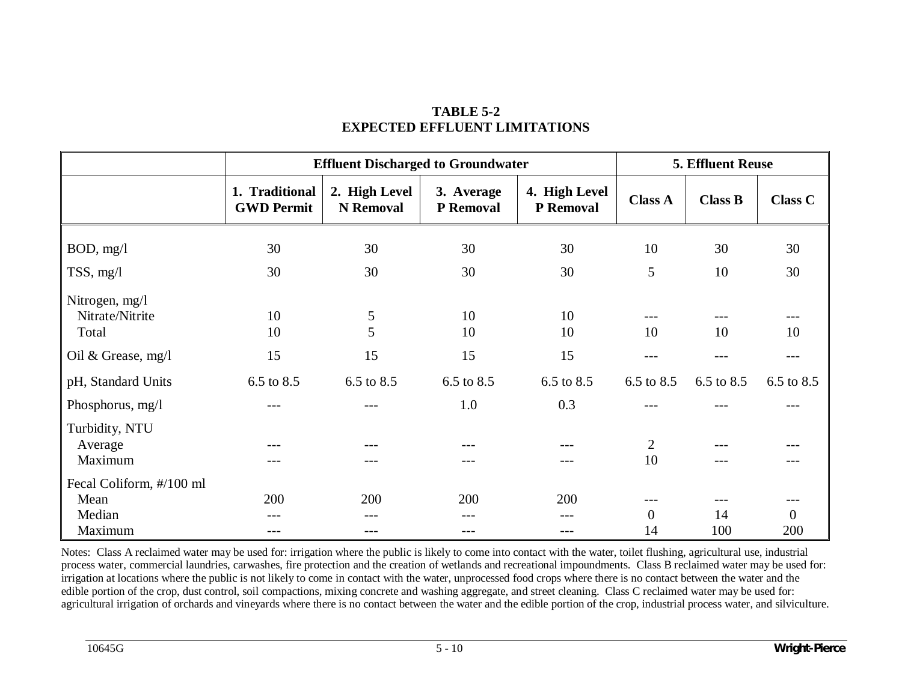**TABLE 5-2**
**EXPECTED EFFLUENT LIMITATIONS**

| | Effluent Discharged to Groundwater | | | | 5. Effluent Reuse | | |
|---|---|---|---|---|---|---|---|
| | 1. Traditional GWD Permit | 2. High Level N Removal | 3. Average P Removal | 4. High Level P Removal | Class A | Class B | Class C |
| BOD, mg/l | 30 | 30 | 30 | 30 | 10 | 30 | 30 |
| TSS, mg/l | 30 | 30 | 30 | 30 | 5 | 10 | 30 |
| Nitrogen, mg/l | | | | | | | |
| Nitrate/Nitrite | 10 | 5 | 10 | 10 | --- | --- | --- |
| Total | 10 | 5 | 10 | 10 | 10 | 10 | 10 |
| Oil & Grease, mg/l | 15 | 15 | 15 | 15 | --- | --- | --- |
| pH, Standard Units | 6.5 to 8.5 | 6.5 to 8.5 | 6.5 to 8.5 | 6.5 to 8.5 | 6.5 to 8.5 | 6.5 to 8.5 | 6.5 to 8.5 |
| Phosphorus, mg/l | --- | --- | 1.0 | 0.3 | --- | --- | --- |
| Turbidity, NTU | | | | | | | |
| Average | --- | --- | --- | --- | 2 | --- | --- |
| Maximum | --- | --- | --- | --- | 10 | --- | --- |
| Fecal Coliform, #/100 ml | | | | | | | |
| Mean | 200 | 200 | 200 | 200 | --- | --- | --- |
| Median | --- | --- | --- | --- | 0 | 14 | 0 |
| Maximum | --- | --- | --- | --- | 14 | 100 | 200 |

Notes: Class A reclaimed water may be used for: irrigation where the public is likely to come into contact with the water, toilet flushing, agricultural use, industrial process water, commercial laundries, carwashes, fire protection and the creation of wetlands and recreational impoundments. Class B reclaimed water may be used for: irrigation at locations where the public is not likely to come in contact with the water, unprocessed food crops where there is no contact between the water and the edible portion of the crop, dust control, soil compactions, mixing concrete and washing aggregate, and street cleaning. Class C reclaimed water may be used for: agricultural irrigation of orchards and vineyards where there is no contact between the water and the edible portion of the crop, industrial process water, and silviculture.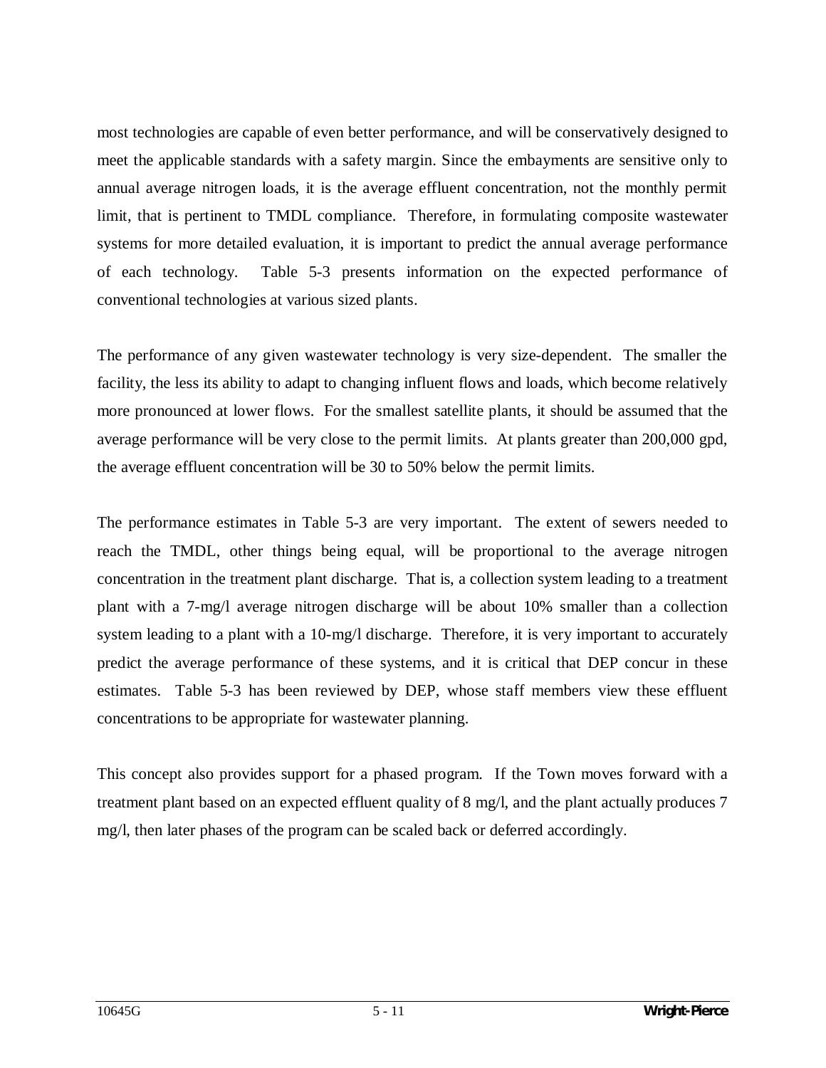most technologies are capable of even better performance, and will be conservatively designed to meet the applicable standards with a safety margin. Since the embayments are sensitive only to annual average nitrogen loads, it is the average effluent concentration, not the monthly permit limit, that is pertinent to TMDL compliance. Therefore, in formulating composite wastewater systems for more detailed evaluation, it is important to predict the annual average performance of each technology. Table 5-3 presents information on the expected performance of conventional technologies at various sized plants.

The performance of any given wastewater technology is very size-dependent. The smaller the facility, the less its ability to adapt to changing influent flows and loads, which become relatively more pronounced at lower flows. For the smallest satellite plants, it should be assumed that the average performance will be very close to the permit limits. At plants greater than 200,000 gpd, the average effluent concentration will be 30 to 50% below the permit limits.

The performance estimates in Table 5-3 are very important. The extent of sewers needed to reach the TMDL, other things being equal, will be proportional to the average nitrogen concentration in the treatment plant discharge. That is, a collection system leading to a treatment plant with a 7-mg/l average nitrogen discharge will be about 10% smaller than a collection system leading to a plant with a 10-mg/l discharge. Therefore, it is very important to accurately predict the average performance of these systems, and it is critical that DEP concur in these estimates. Table 5-3 has been reviewed by DEP, whose staff members view these effluent concentrations to be appropriate for wastewater planning.

This concept also provides support for a phased program. If the Town moves forward with a treatment plant based on an expected effluent quality of 8 mg/l, and the plant actually produces 7 mg/l, then later phases of the program can be scaled back or deferred accordingly.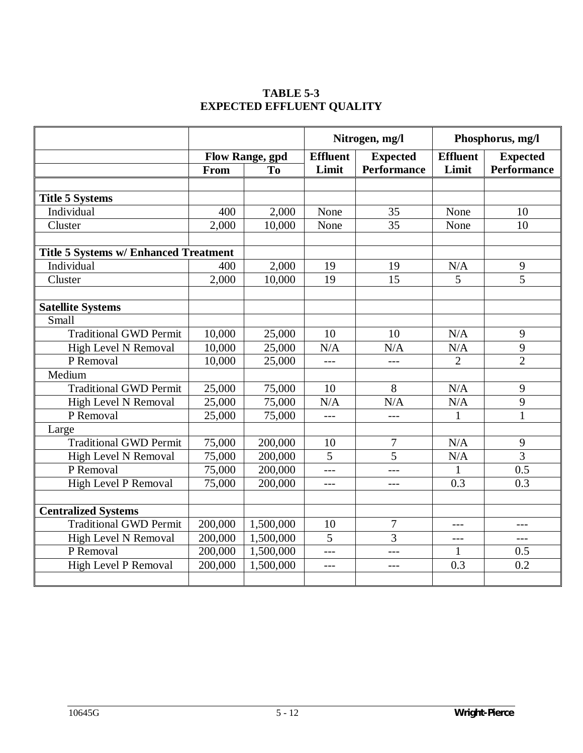**TABLE 5-3**
**EXPECTED EFFLUENT QUALITY**

| | Flow Range, gpd | | Nitrogen, mg/l | | Phosphorus, mg/l | |
|---|---|---|---|---|---|---|
| | From | To | Effluent Limit | Expected Performance | Effluent Limit | Expected Performance |
| **Title 5 Systems** | | | | | | |
| Individual | 400 | 2,000 | None | 35 | None | 10 |
| Cluster | 2,000 | 10,000 | None | 35 | None | 10 |
| **Title 5 Systems w/ Enhanced Treatment** | | | | | | |
| Individual | 400 | 2,000 | 19 | 19 | N/A | 9 |
| Cluster | 2,000 | 10,000 | 19 | 15 | 5 | 5 |
| **Satellite Systems** | | | | | | |
| Small | | | | | | |
| Traditional GWD Permit | 10,000 | 25,000 | 10 | 10 | N/A | 9 |
| High Level N Removal | 10,000 | 25,000 | N/A | N/A | N/A | 9 |
| P Removal | 10,000 | 25,000 | --- | --- | 2 | 2 |
| Medium | | | | | | |
| Traditional GWD Permit | 25,000 | 75,000 | 10 | 8 | N/A | 9 |
| High Level N Removal | 25,000 | 75,000 | N/A | N/A | N/A | 9 |
| P Removal | 25,000 | 75,000 | --- | --- | 1 | 1 |
| Large | | | | | | |
| Traditional GWD Permit | 75,000 | 200,000 | 10 | 7 | N/A | 9 |
| High Level N Removal | 75,000 | 200,000 | 5 | 5 | N/A | 3 |
| P Removal | 75,000 | 200,000 | --- | --- | 1 | 0.5 |
| High Level P Removal | 75,000 | 200,000 | --- | --- | 0.3 | 0.3 |
| **Centralized Systems** | | | | | | |
| Traditional GWD Permit | 200,000 | 1,500,000 | 10 | 7 | --- | --- |
| High Level N Removal | 200,000 | 1,500,000 | 5 | 3 | --- | --- |
| P Removal | 200,000 | 1,500,000 | --- | --- | 1 | 0.5 |
| High Level P Removal | 200,000 | 1,500,000 | --- | --- | 0.3 | 0.2 |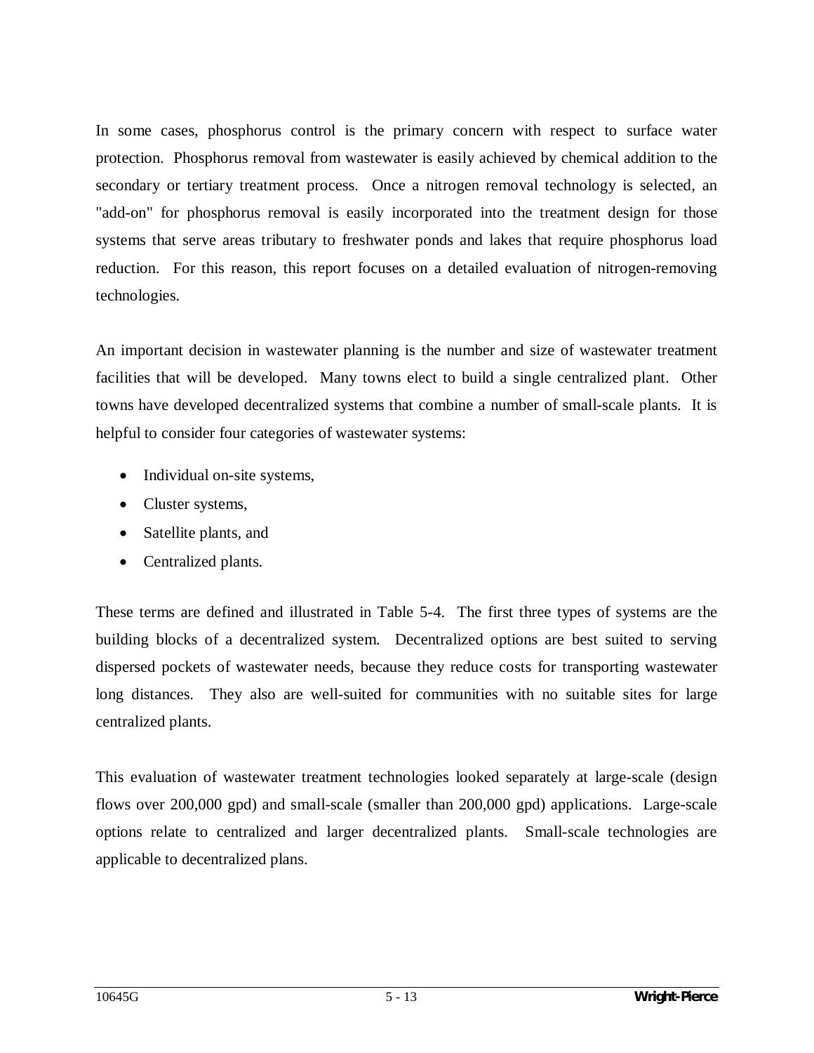In some cases, phosphorus control is the primary concern with respect to surface water protection. Phosphorus removal from wastewater is easily achieved by chemical addition to the secondary or tertiary treatment process. Once a nitrogen removal technology is selected, an "add-on" for phosphorus removal is easily incorporated into the treatment design for those systems that serve areas tributary to freshwater ponds and lakes that require phosphorus load reduction. For this reason, this report focuses on a detailed evaluation of nitrogen-removing technologies.

An important decision in wastewater planning is the number and size of wastewater treatment facilities that will be developed. Many towns elect to build a single centralized plant. Other towns have developed decentralized systems that combine a number of small-scale plants. It is helpful to consider four categories of wastewater systems:

- Individual on-site systems,
- Cluster systems,
- Satellite plants, and
- Centralized plants.

These terms are defined and illustrated in Table 5-4. The first three types of systems are the building blocks of a decentralized system. Decentralized options are best suited to serving dispersed pockets of wastewater needs, because they reduce costs for transporting wastewater long distances. They also are well-suited for communities with no suitable sites for large centralized plants.

This evaluation of wastewater treatment technologies looked separately at large-scale (design flows over 200,000 gpd) and small-scale (smaller than 200,000 gpd) applications. Large-scale options relate to centralized and larger decentralized plants. Small-scale technologies are applicable to decentralized plans.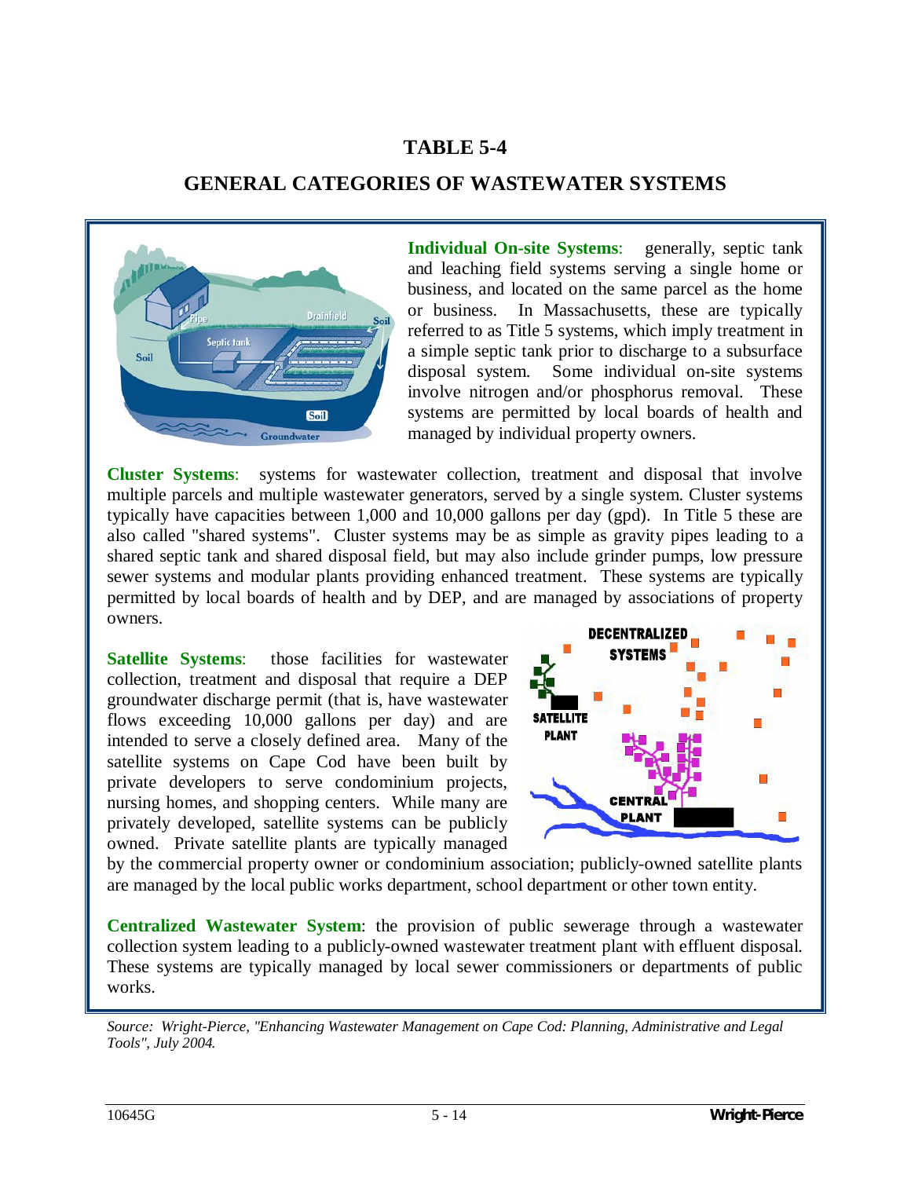# TABLE 5-4

## GENERAL CATEGORIES OF WASTEWATER SYSTEMS

**Individual On-site Systems**: generally, septic tank and leaching field systems serving a single home or business, and located on the same parcel as the home or business. In Massachusetts, these are typically referred to as Title 5 systems, which imply treatment in a simple septic tank prior to discharge to a subsurface disposal system. Some individual on-site systems involve nitrogen and/or phosphorus removal. These systems are permitted by local boards of health and managed by individual property owners.

**Cluster Systems**: systems for wastewater collection, treatment and disposal that involve multiple parcels and multiple wastewater generators, served by a single system. Cluster systems typically have capacities between 1,000 and 10,000 gallons per day (gpd). In Title 5 these are also called "shared systems". Cluster systems may be as simple as gravity pipes leading to a shared septic tank and shared disposal field, but may also include grinder pumps, low pressure sewer systems and modular plants providing enhanced treatment. These systems are typically permitted by local boards of health and by DEP, and are managed by associations of property owners.

**Satellite Systems**: those facilities for wastewater collection, treatment and disposal that require a DEP groundwater discharge permit (that is, have wastewater flows exceeding 10,000 gallons per day) and are intended to serve a closely defined area. Many of the satellite systems on Cape Cod have been built by private developers to serve condominium projects, nursing homes, and shopping centers. While many are privately developed, satellite systems can be publicly owned. Private satellite plants are typically managed by the commercial property owner or condominium association; publicly-owned satellite plants are managed by the local public works department, school department or other town entity.

**Centralized Wastewater System**: the provision of public sewerage through a wastewater collection system leading to a publicly-owned wastewater treatment plant with effluent disposal. These systems are typically managed by local sewer commissioners or departments of public works.

*Source: Wright-Pierce, "Enhancing Wastewater Management on Cape Cod: Planning, Administrative and Legal Tools", July 2004.*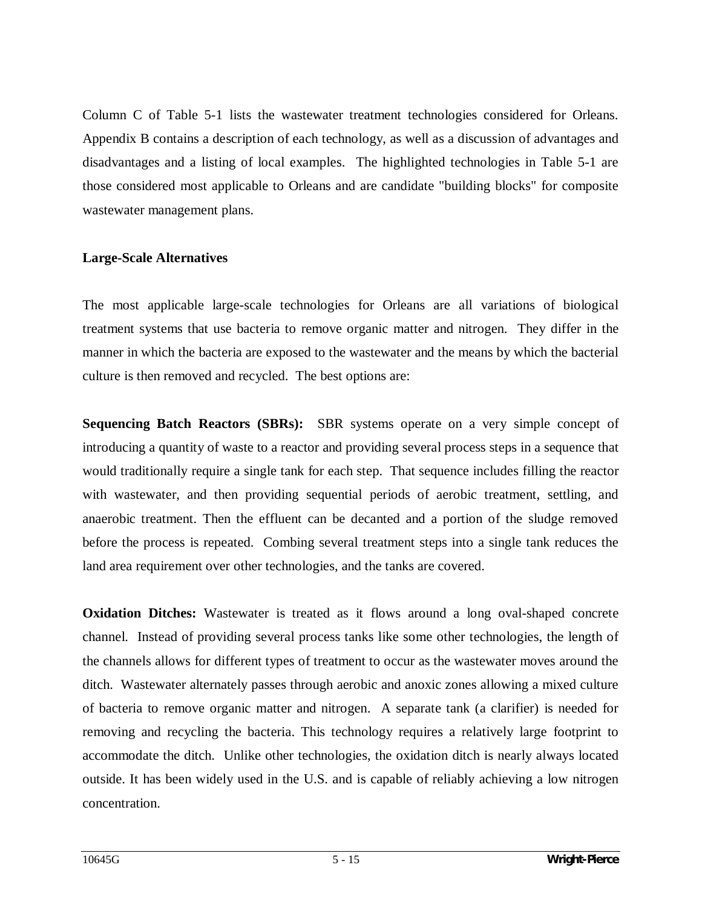Column C of Table 5-1 lists the wastewater treatment technologies considered for Orleans. Appendix B contains a description of each technology, as well as a discussion of advantages and disadvantages and a listing of local examples. The highlighted technologies in Table 5-1 are those considered most applicable to Orleans and are candidate "building blocks" for composite wastewater management plans.

**Large-Scale Alternatives**

The most applicable large-scale technologies for Orleans are all variations of biological treatment systems that use bacteria to remove organic matter and nitrogen. They differ in the manner in which the bacteria are exposed to the wastewater and the means by which the bacterial culture is then removed and recycled. The best options are:

**Sequencing Batch Reactors (SBRs):** SBR systems operate on a very simple concept of introducing a quantity of waste to a reactor and providing several process steps in a sequence that would traditionally require a single tank for each step. That sequence includes filling the reactor with wastewater, and then providing sequential periods of aerobic treatment, settling, and anaerobic treatment. Then the effluent can be decanted and a portion of the sludge removed before the process is repeated. Combing several treatment steps into a single tank reduces the land area requirement over other technologies, and the tanks are covered.

**Oxidation Ditches:** Wastewater is treated as it flows around a long oval-shaped concrete channel. Instead of providing several process tanks like some other technologies, the length of the channels allows for different types of treatment to occur as the wastewater moves around the ditch. Wastewater alternately passes through aerobic and anoxic zones allowing a mixed culture of bacteria to remove organic matter and nitrogen. A separate tank (a clarifier) is needed for removing and recycling the bacteria. This technology requires a relatively large footprint to accommodate the ditch. Unlike other technologies, the oxidation ditch is nearly always located outside. It has been widely used in the U.S. and is capable of reliably achieving a low nitrogen concentration.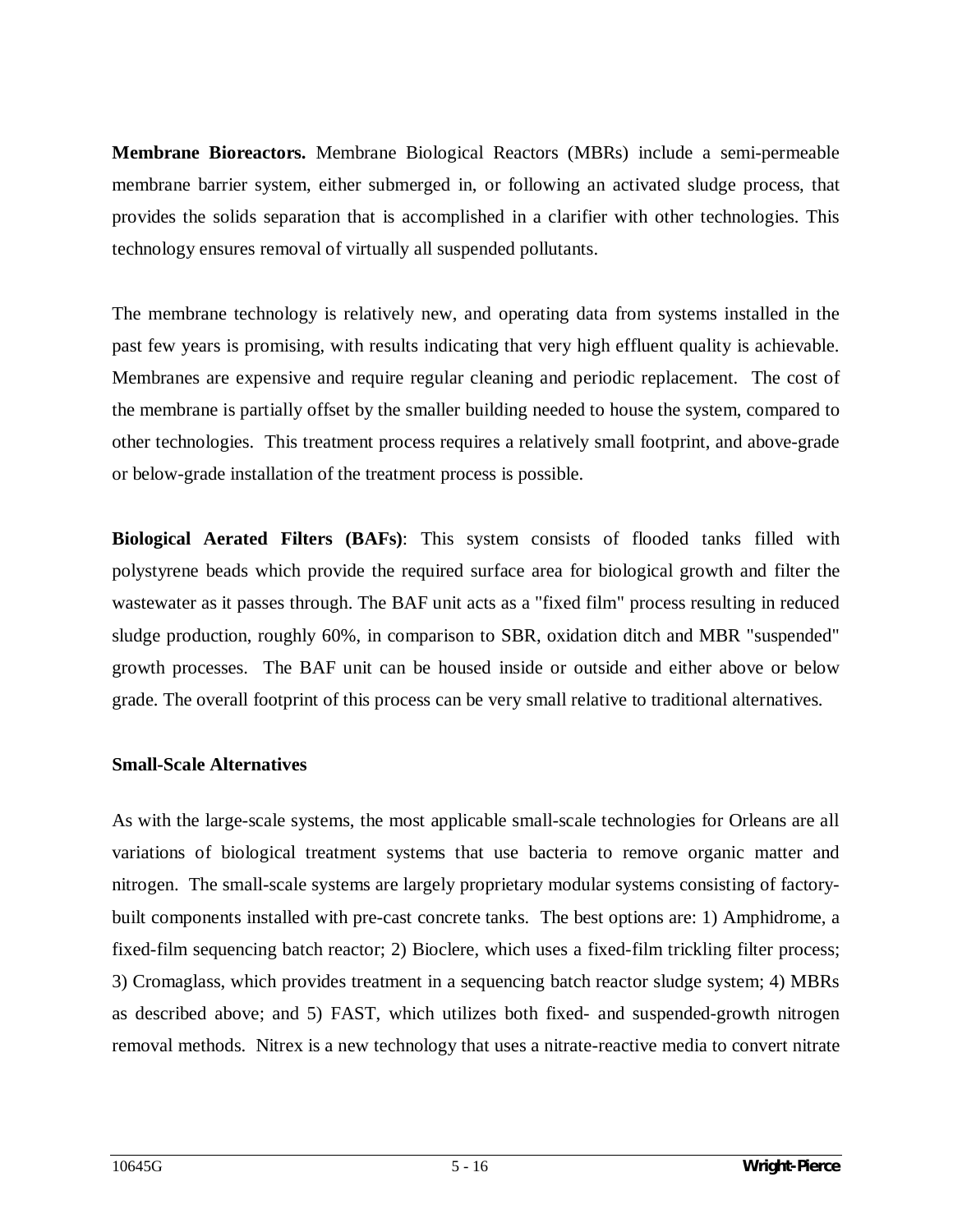**Membrane Bioreactors.** Membrane Biological Reactors (MBRs) include a semi-permeable membrane barrier system, either submerged in, or following an activated sludge process, that provides the solids separation that is accomplished in a clarifier with other technologies. This technology ensures removal of virtually all suspended pollutants.

The membrane technology is relatively new, and operating data from systems installed in the past few years is promising, with results indicating that very high effluent quality is achievable. Membranes are expensive and require regular cleaning and periodic replacement. The cost of the membrane is partially offset by the smaller building needed to house the system, compared to other technologies. This treatment process requires a relatively small footprint, and above-grade or below-grade installation of the treatment process is possible.

**Biological Aerated Filters (BAFs)**: This system consists of flooded tanks filled with polystyrene beads which provide the required surface area for biological growth and filter the wastewater as it passes through. The BAF unit acts as a "fixed film" process resulting in reduced sludge production, roughly 60%, in comparison to SBR, oxidation ditch and MBR "suspended" growth processes. The BAF unit can be housed inside or outside and either above or below grade. The overall footprint of this process can be very small relative to traditional alternatives.

**Small-Scale Alternatives**

As with the large-scale systems, the most applicable small-scale technologies for Orleans are all variations of biological treatment systems that use bacteria to remove organic matter and nitrogen. The small-scale systems are largely proprietary modular systems consisting of factory-built components installed with pre-cast concrete tanks. The best options are: 1) Amphidrome, a fixed-film sequencing batch reactor; 2) Bioclere, which uses a fixed-film trickling filter process; 3) Cromaglass, which provides treatment in a sequencing batch reactor sludge system; 4) MBRs as described above; and 5) FAST, which utilizes both fixed- and suspended-growth nitrogen removal methods. Nitrex is a new technology that uses a nitrate-reactive media to convert nitrate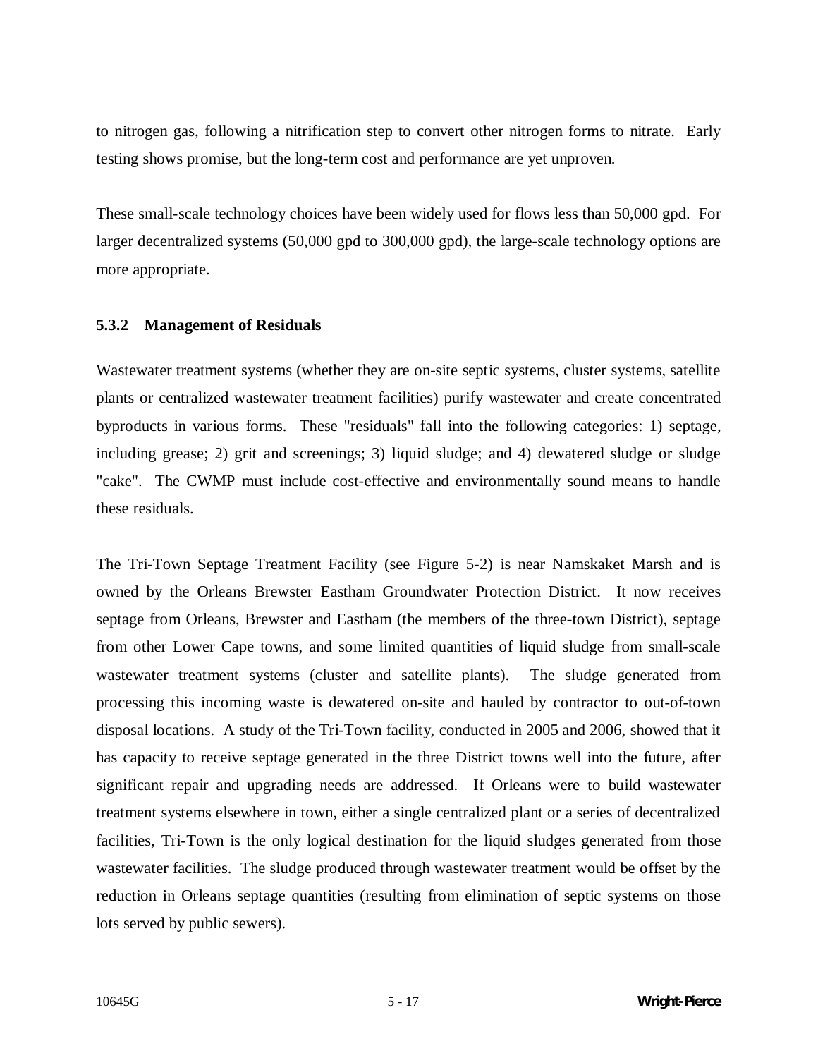to nitrogen gas, following a nitrification step to convert other nitrogen forms to nitrate. Early testing shows promise, but the long-term cost and performance are yet unproven.

These small-scale technology choices have been widely used for flows less than 50,000 gpd. For larger decentralized systems (50,000 gpd to 300,000 gpd), the large-scale technology options are more appropriate.

### 5.3.2 Management of Residuals

Wastewater treatment systems (whether they are on-site septic systems, cluster systems, satellite plants or centralized wastewater treatment facilities) purify wastewater and create concentrated byproducts in various forms. These "residuals" fall into the following categories: 1) septage, including grease; 2) grit and screenings; 3) liquid sludge; and 4) dewatered sludge or sludge "cake". The CWMP must include cost-effective and environmentally sound means to handle these residuals.

The Tri-Town Septage Treatment Facility (see Figure 5-2) is near Namskaket Marsh and is owned by the Orleans Brewster Eastham Groundwater Protection District. It now receives septage from Orleans, Brewster and Eastham (the members of the three-town District), septage from other Lower Cape towns, and some limited quantities of liquid sludge from small-scale wastewater treatment systems (cluster and satellite plants). The sludge generated from processing this incoming waste is dewatered on-site and hauled by contractor to out-of-town disposal locations. A study of the Tri-Town facility, conducted in 2005 and 2006, showed that it has capacity to receive septage generated in the three District towns well into the future, after significant repair and upgrading needs are addressed. If Orleans were to build wastewater treatment systems elsewhere in town, either a single centralized plant or a series of decentralized facilities, Tri-Town is the only logical destination for the liquid sludges generated from those wastewater facilities. The sludge produced through wastewater treatment would be offset by the reduction in Orleans septage quantities (resulting from elimination of septic systems on those lots served by public sewers).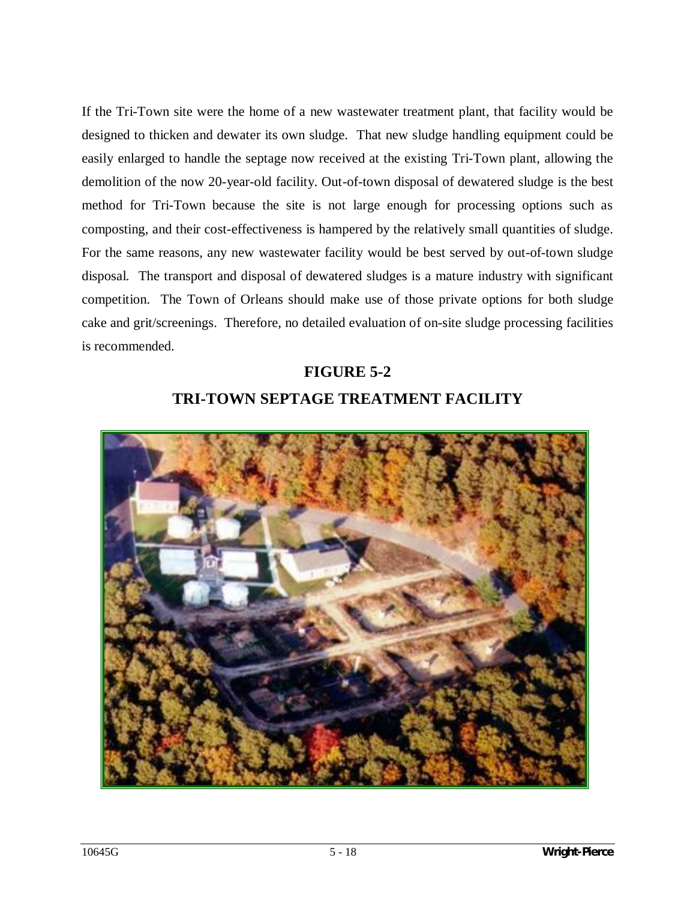If the Tri-Town site were the home of a new wastewater treatment plant, that facility would be designed to thicken and dewater its own sludge. That new sludge handling equipment could be easily enlarged to handle the septage now received at the existing Tri-Town plant, allowing the demolition of the now 20-year-old facility. Out-of-town disposal of dewatered sludge is the best method for Tri-Town because the site is not large enough for processing options such as composting, and their cost-effectiveness is hampered by the relatively small quantities of sludge. For the same reasons, any new wastewater facility would be best served by out-of-town sludge disposal. The transport and disposal of dewatered sludges is a mature industry with significant competition. The Town of Orleans should make use of those private options for both sludge cake and grit/screenings. Therefore, no detailed evaluation of on-site sludge processing facilities is recommended.

**FIGURE 5-2**

**TRI-TOWN SEPTAGE TREATMENT FACILITY**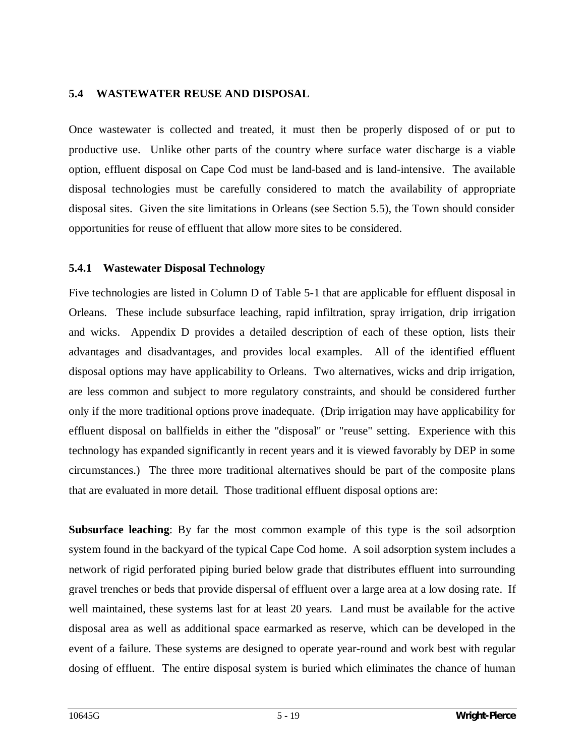## 5.4 WASTEWATER REUSE AND DISPOSAL

Once wastewater is collected and treated, it must then be properly disposed of or put to productive use. Unlike other parts of the country where surface water discharge is a viable option, effluent disposal on Cape Cod must be land-based and is land-intensive. The available disposal technologies must be carefully considered to match the availability of appropriate disposal sites. Given the site limitations in Orleans (see Section 5.5), the Town should consider opportunities for reuse of effluent that allow more sites to be considered.

### 5.4.1 Wastewater Disposal Technology

Five technologies are listed in Column D of Table 5-1 that are applicable for effluent disposal in Orleans. These include subsurface leaching, rapid infiltration, spray irrigation, drip irrigation and wicks. Appendix D provides a detailed description of each of these option, lists their advantages and disadvantages, and provides local examples. All of the identified effluent disposal options may have applicability to Orleans. Two alternatives, wicks and drip irrigation, are less common and subject to more regulatory constraints, and should be considered further only if the more traditional options prove inadequate. (Drip irrigation may have applicability for effluent disposal on ballfields in either the "disposal" or "reuse" setting. Experience with this technology has expanded significantly in recent years and it is viewed favorably by DEP in some circumstances.) The three more traditional alternatives should be part of the composite plans that are evaluated in more detail. Those traditional effluent disposal options are:

**Subsurface leaching**: By far the most common example of this type is the soil adsorption system found in the backyard of the typical Cape Cod home. A soil adsorption system includes a network of rigid perforated piping buried below grade that distributes effluent into surrounding gravel trenches or beds that provide dispersal of effluent over a large area at a low dosing rate. If well maintained, these systems last for at least 20 years. Land must be available for the active disposal area as well as additional space earmarked as reserve, which can be developed in the event of a failure. These systems are designed to operate year-round and work best with regular dosing of effluent. The entire disposal system is buried which eliminates the chance of human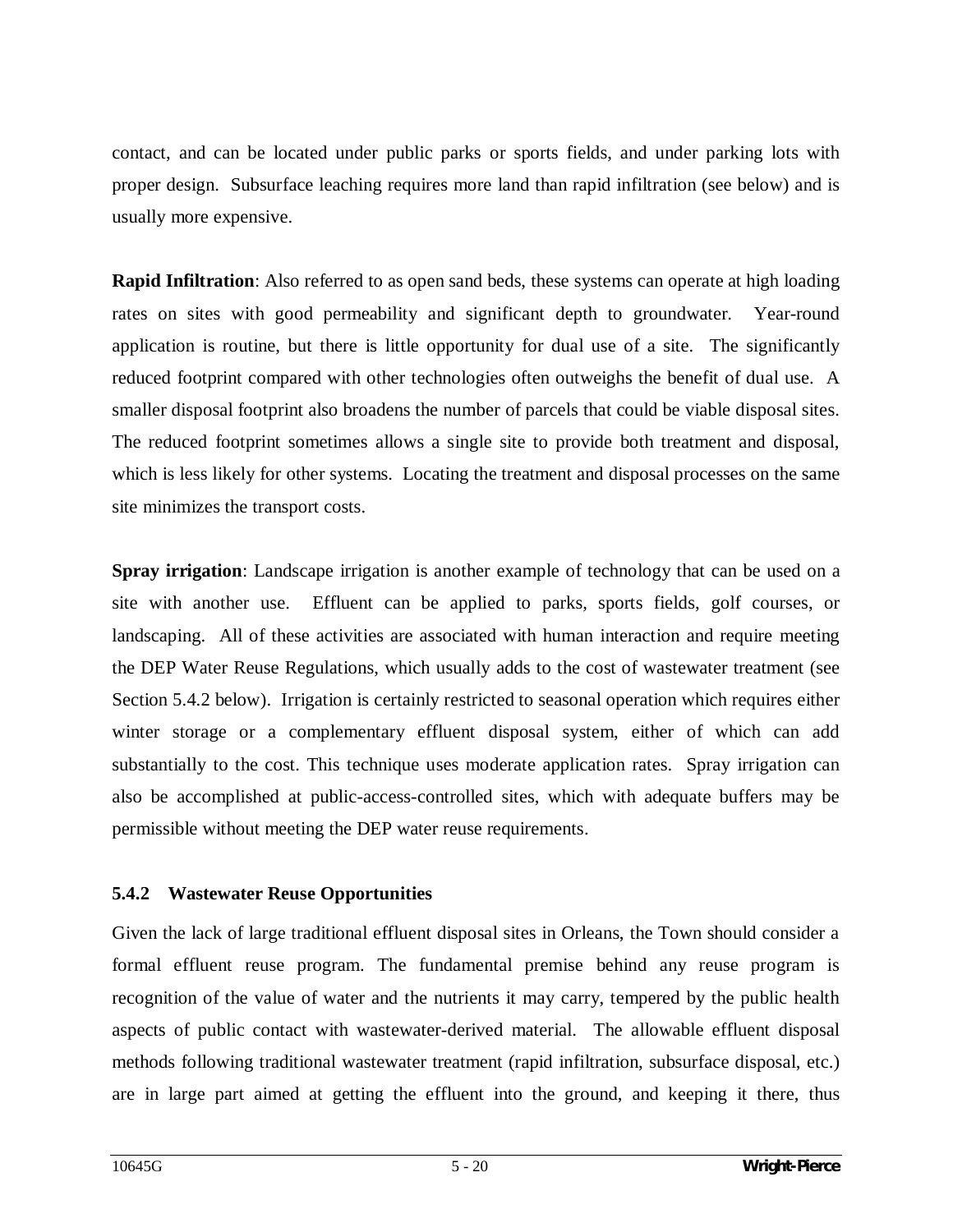contact, and can be located under public parks or sports fields, and under parking lots with proper design. Subsurface leaching requires more land than rapid infiltration (see below) and is usually more expensive.

**Rapid Infiltration**: Also referred to as open sand beds, these systems can operate at high loading rates on sites with good permeability and significant depth to groundwater. Year-round application is routine, but there is little opportunity for dual use of a site. The significantly reduced footprint compared with other technologies often outweighs the benefit of dual use. A smaller disposal footprint also broadens the number of parcels that could be viable disposal sites. The reduced footprint sometimes allows a single site to provide both treatment and disposal, which is less likely for other systems. Locating the treatment and disposal processes on the same site minimizes the transport costs.

**Spray irrigation**: Landscape irrigation is another example of technology that can be used on a site with another use. Effluent can be applied to parks, sports fields, golf courses, or landscaping. All of these activities are associated with human interaction and require meeting the DEP Water Reuse Regulations, which usually adds to the cost of wastewater treatment (see Section 5.4.2 below). Irrigation is certainly restricted to seasonal operation which requires either winter storage or a complementary effluent disposal system, either of which can add substantially to the cost. This technique uses moderate application rates. Spray irrigation can also be accomplished at public-access-controlled sites, which with adequate buffers may be permissible without meeting the DEP water reuse requirements.

### 5.4.2 Wastewater Reuse Opportunities

Given the lack of large traditional effluent disposal sites in Orleans, the Town should consider a formal effluent reuse program. The fundamental premise behind any reuse program is recognition of the value of water and the nutrients it may carry, tempered by the public health aspects of public contact with wastewater-derived material. The allowable effluent disposal methods following traditional wastewater treatment (rapid infiltration, subsurface disposal, etc.) are in large part aimed at getting the effluent into the ground, and keeping it there, thus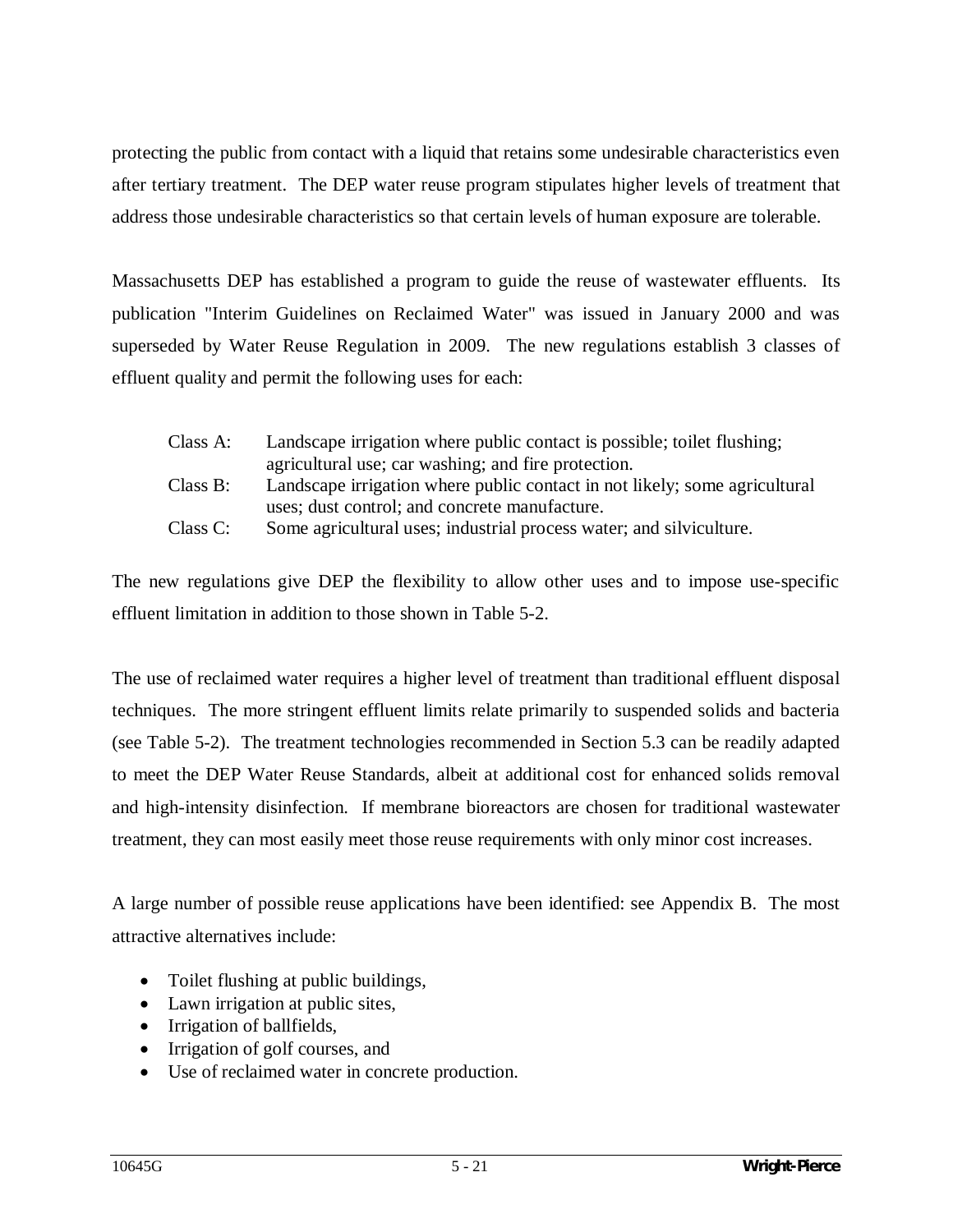protecting the public from contact with a liquid that retains some undesirable characteristics even after tertiary treatment. The DEP water reuse program stipulates higher levels of treatment that address those undesirable characteristics so that certain levels of human exposure are tolerable.

Massachusetts DEP has established a program to guide the reuse of wastewater effluents. Its publication "Interim Guidelines on Reclaimed Water" was issued in January 2000 and was superseded by Water Reuse Regulation in 2009. The new regulations establish 3 classes of effluent quality and permit the following uses for each:

Class A: Landscape irrigation where public contact is possible; toilet flushing; agricultural use; car washing; and fire protection.
Class B: Landscape irrigation where public contact in not likely; some agricultural uses; dust control; and concrete manufacture.
Class C: Some agricultural uses; industrial process water; and silviculture.

The new regulations give DEP the flexibility to allow other uses and to impose use-specific effluent limitation in addition to those shown in Table 5-2.

The use of reclaimed water requires a higher level of treatment than traditional effluent disposal techniques. The more stringent effluent limits relate primarily to suspended solids and bacteria (see Table 5-2). The treatment technologies recommended in Section 5.3 can be readily adapted to meet the DEP Water Reuse Standards, albeit at additional cost for enhanced solids removal and high-intensity disinfection. If membrane bioreactors are chosen for traditional wastewater treatment, they can most easily meet those reuse requirements with only minor cost increases.

A large number of possible reuse applications have been identified: see Appendix B. The most attractive alternatives include:

- Toilet flushing at public buildings,
- Lawn irrigation at public sites,
- Irrigation of ballfields,
- Irrigation of golf courses, and
- Use of reclaimed water in concrete production.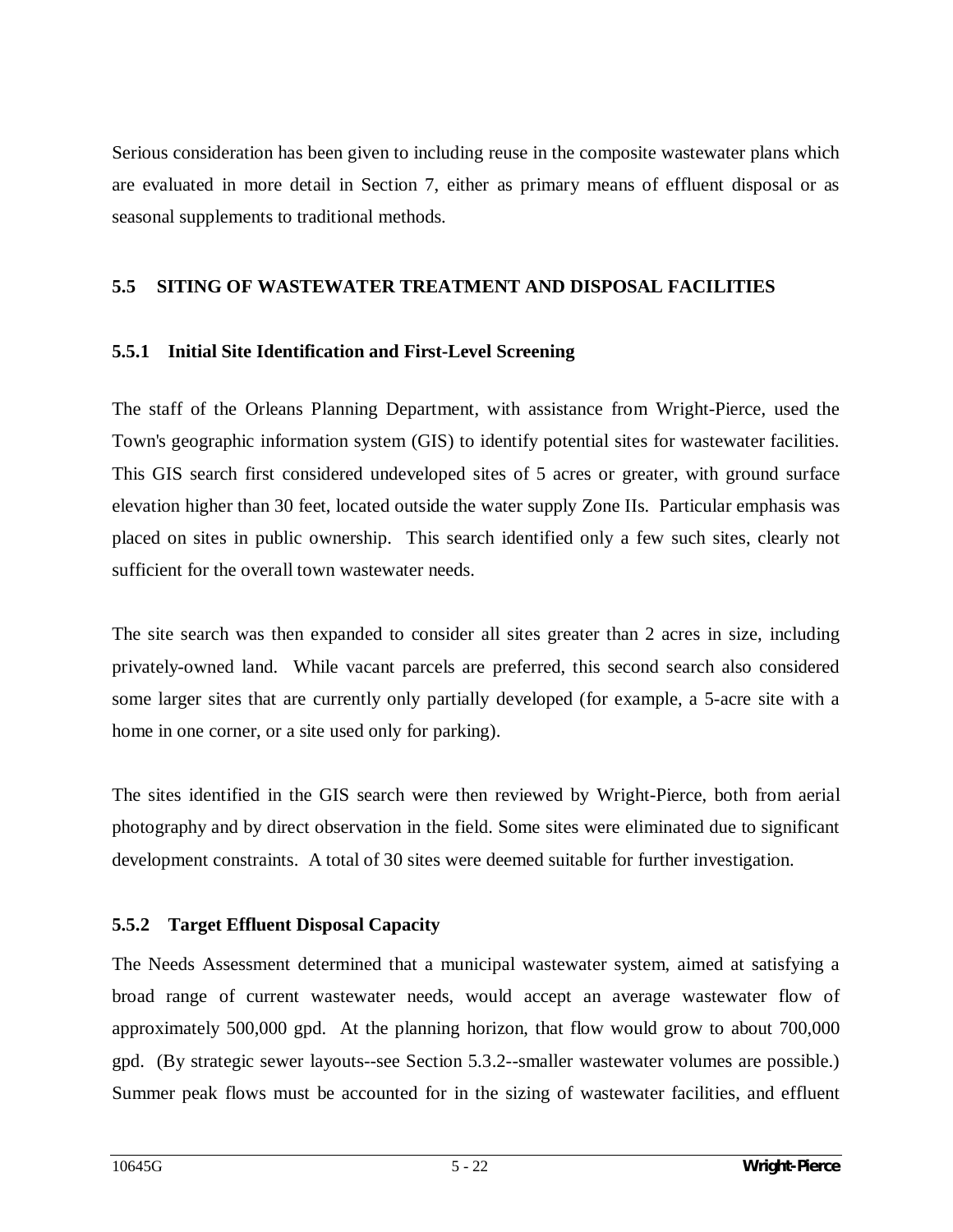Serious consideration has been given to including reuse in the composite wastewater plans which are evaluated in more detail in Section 7, either as primary means of effluent disposal or as seasonal supplements to traditional methods.

## 5.5 SITING OF WASTEWATER TREATMENT AND DISPOSAL FACILITIES

### 5.5.1 Initial Site Identification and First-Level Screening

The staff of the Orleans Planning Department, with assistance from Wright-Pierce, used the Town's geographic information system (GIS) to identify potential sites for wastewater facilities. This GIS search first considered undeveloped sites of 5 acres or greater, with ground surface elevation higher than 30 feet, located outside the water supply Zone IIs. Particular emphasis was placed on sites in public ownership. This search identified only a few such sites, clearly not sufficient for the overall town wastewater needs.

The site search was then expanded to consider all sites greater than 2 acres in size, including privately-owned land. While vacant parcels are preferred, this second search also considered some larger sites that are currently only partially developed (for example, a 5-acre site with a home in one corner, or a site used only for parking).

The sites identified in the GIS search were then reviewed by Wright-Pierce, both from aerial photography and by direct observation in the field. Some sites were eliminated due to significant development constraints. A total of 30 sites were deemed suitable for further investigation.

### 5.5.2 Target Effluent Disposal Capacity

The Needs Assessment determined that a municipal wastewater system, aimed at satisfying a broad range of current wastewater needs, would accept an average wastewater flow of approximately 500,000 gpd. At the planning horizon, that flow would grow to about 700,000 gpd. (By strategic sewer layouts--see Section 5.3.2--smaller wastewater volumes are possible.) Summer peak flows must be accounted for in the sizing of wastewater facilities, and effluent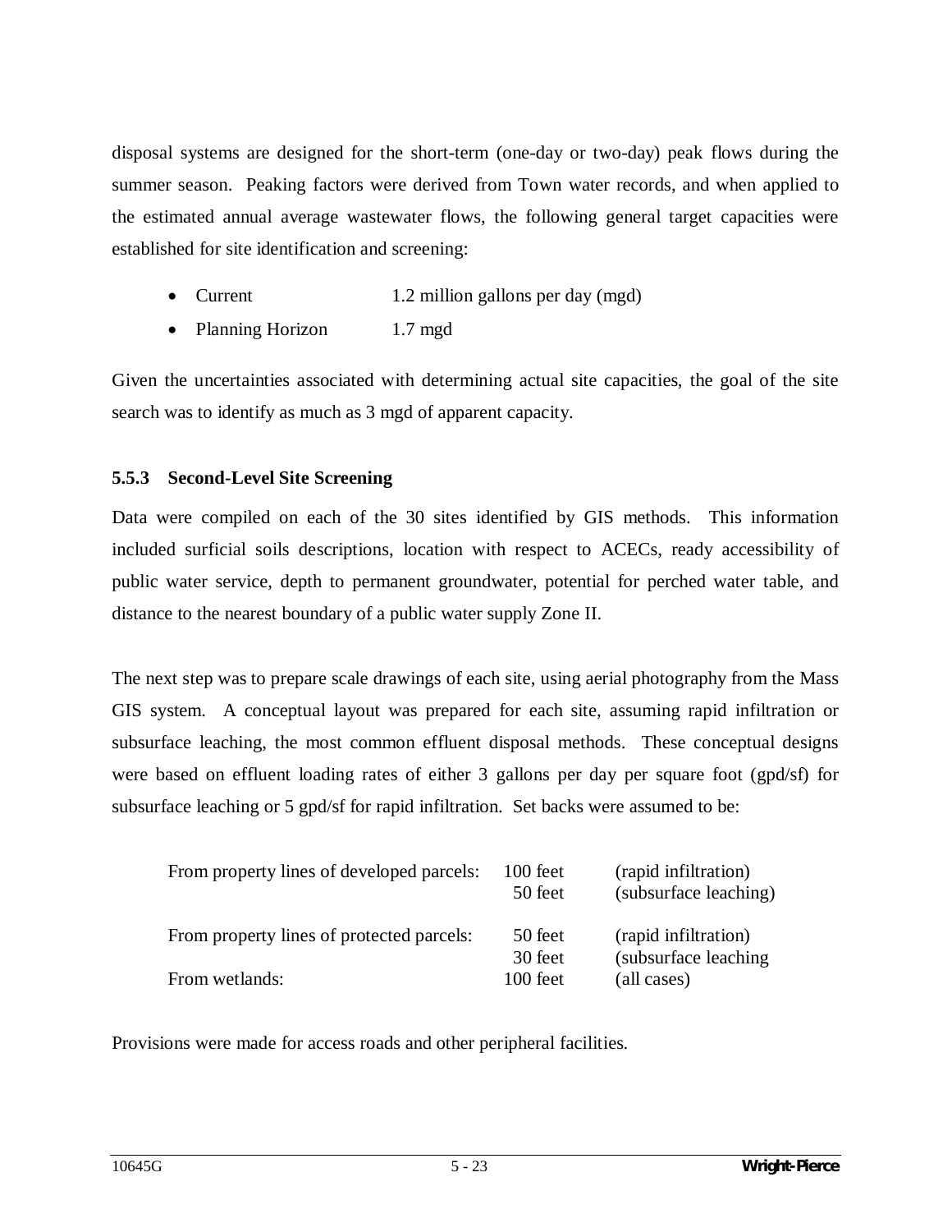disposal systems are designed for the short-term (one-day or two-day) peak flows during the summer season. Peaking factors were derived from Town water records, and when applied to the estimated annual average wastewater flows, the following general target capacities were established for site identification and screening:

- Current 1.2 million gallons per day (mgd)
- Planning Horizon 1.7 mgd

Given the uncertainties associated with determining actual site capacities, the goal of the site search was to identify as much as 3 mgd of apparent capacity.

### 5.5.3 Second-Level Site Screening

Data were compiled on each of the 30 sites identified by GIS methods. This information included surficial soils descriptions, location with respect to ACECs, ready accessibility of public water service, depth to permanent groundwater, potential for perched water table, and distance to the nearest boundary of a public water supply Zone II.

The next step was to prepare scale drawings of each site, using aerial photography from the Mass GIS system. A conceptual layout was prepared for each site, assuming rapid infiltration or subsurface leaching, the most common effluent disposal methods. These conceptual designs were based on effluent loading rates of either 3 gallons per day per square foot (gpd/sf) for subsurface leaching or 5 gpd/sf for rapid infiltration. Set backs were assumed to be:

| | | |
|---|---|---|
| From property lines of developed parcels: | 100 feet | (rapid infiltration) |
| | 50 feet | (subsurface leaching) |
| From property lines of protected parcels: | 50 feet | (rapid infiltration) |
| | 30 feet | (subsurface leaching |
| From wetlands: | 100 feet | (all cases) |

Provisions were made for access roads and other peripheral facilities.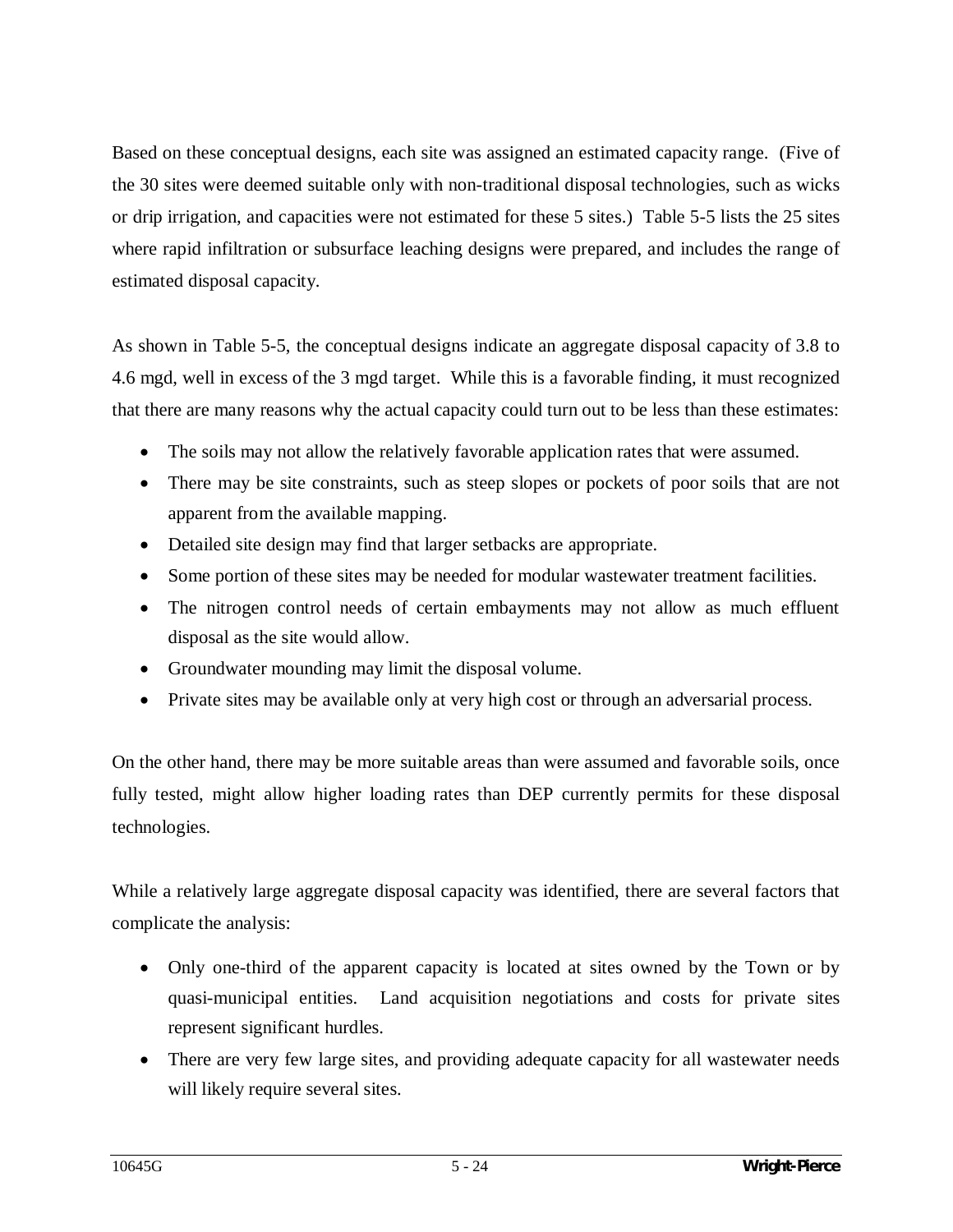Based on these conceptual designs, each site was assigned an estimated capacity range. (Five of the 30 sites were deemed suitable only with non-traditional disposal technologies, such as wicks or drip irrigation, and capacities were not estimated for these 5 sites.) Table 5-5 lists the 25 sites where rapid infiltration or subsurface leaching designs were prepared, and includes the range of estimated disposal capacity.

As shown in Table 5-5, the conceptual designs indicate an aggregate disposal capacity of 3.8 to 4.6 mgd, well in excess of the 3 mgd target. While this is a favorable finding, it must recognized that there are many reasons why the actual capacity could turn out to be less than these estimates:

- The soils may not allow the relatively favorable application rates that were assumed.
- There may be site constraints, such as steep slopes or pockets of poor soils that are not apparent from the available mapping.
- Detailed site design may find that larger setbacks are appropriate.
- Some portion of these sites may be needed for modular wastewater treatment facilities.
- The nitrogen control needs of certain embayments may not allow as much effluent disposal as the site would allow.
- Groundwater mounding may limit the disposal volume.
- Private sites may be available only at very high cost or through an adversarial process.

On the other hand, there may be more suitable areas than were assumed and favorable soils, once fully tested, might allow higher loading rates than DEP currently permits for these disposal technologies.

While a relatively large aggregate disposal capacity was identified, there are several factors that complicate the analysis:

- Only one-third of the apparent capacity is located at sites owned by the Town or by quasi-municipal entities. Land acquisition negotiations and costs for private sites represent significant hurdles.
- There are very few large sites, and providing adequate capacity for all wastewater needs will likely require several sites.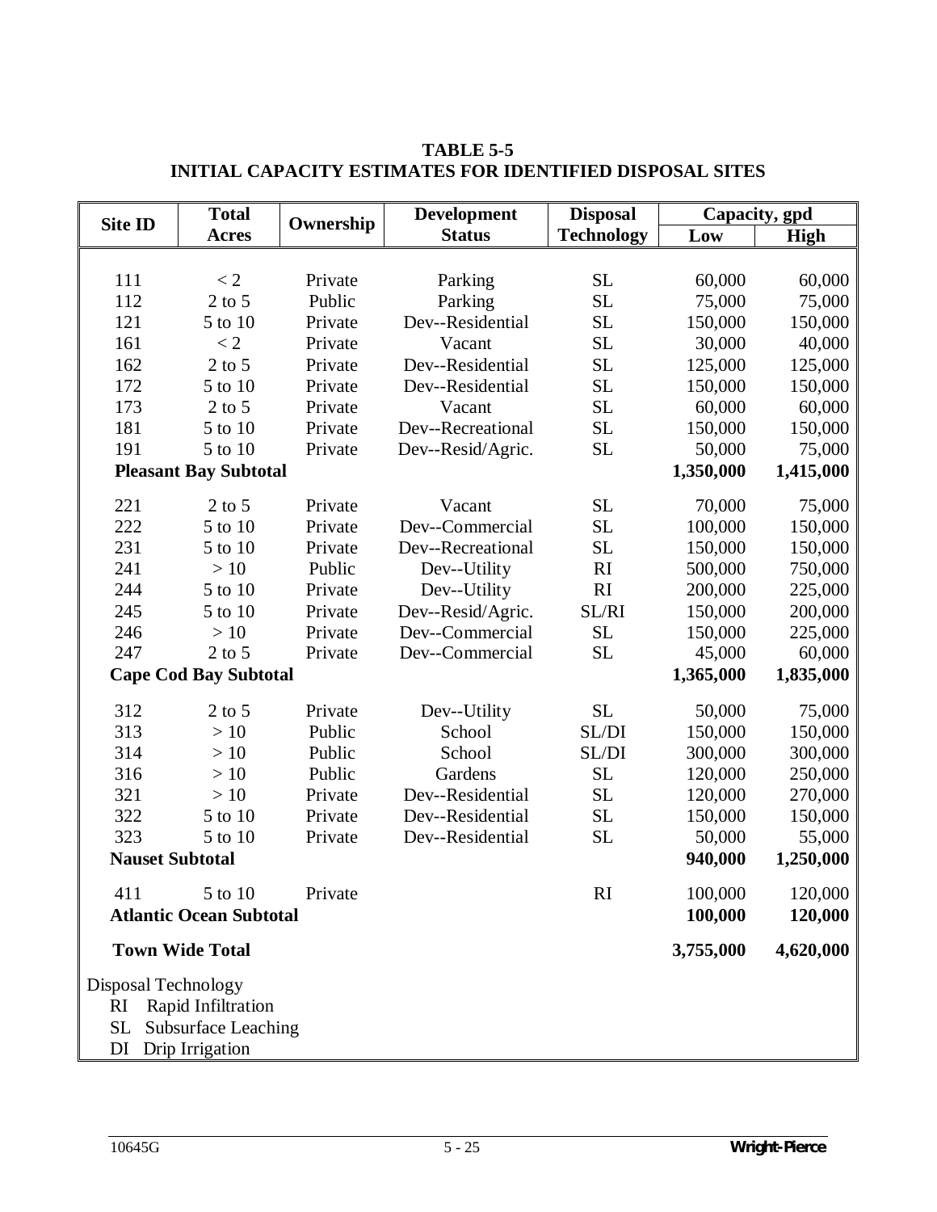**TABLE 5-5**
**INITIAL CAPACITY ESTIMATES FOR IDENTIFIED DISPOSAL SITES**

| Site ID | Total Acres | Ownership | Development Status | Disposal Technology | Capacity, gpd | |
|---|---|---|---|---|---|---|
| | | | | | Low | High |
| 111 | < 2 | Private | Parking | SL | 60,000 | 60,000 |
| 112 | 2 to 5 | Public | Parking | SL | 75,000 | 75,000 |
| 121 | 5 to 10 | Private | Dev--Residential | SL | 150,000 | 150,000 |
| 161 | < 2 | Private | Vacant | SL | 30,000 | 40,000 |
| 162 | 2 to 5 | Private | Dev--Residential | SL | 125,000 | 125,000 |
| 172 | 5 to 10 | Private | Dev--Residential | SL | 150,000 | 150,000 |
| 173 | 2 to 5 | Private | Vacant | SL | 60,000 | 60,000 |
| 181 | 5 to 10 | Private | Dev--Recreational | SL | 150,000 | 150,000 |
| 191 | 5 to 10 | Private | Dev--Resid/Agric. | SL | 50,000 | 75,000 |
| **Pleasant Bay Subtotal** | | | | | **1,350,000** | **1,415,000** |
| 221 | 2 to 5 | Private | Vacant | SL | 70,000 | 75,000 |
| 222 | 5 to 10 | Private | Dev--Commercial | SL | 100,000 | 150,000 |
| 231 | 5 to 10 | Private | Dev--Recreational | SL | 150,000 | 150,000 |
| 241 | > 10 | Public | Dev--Utility | RI | 500,000 | 750,000 |
| 244 | 5 to 10 | Private | Dev--Utility | RI | 200,000 | 225,000 |
| 245 | 5 to 10 | Private | Dev--Resid/Agric. | SL/RI | 150,000 | 200,000 |
| 246 | > 10 | Private | Dev--Commercial | SL | 150,000 | 225,000 |
| 247 | 2 to 5 | Private | Dev--Commercial | SL | 45,000 | 60,000 |
| **Cape Cod Bay Subtotal** | | | | | **1,365,000** | **1,835,000** |
| 312 | 2 to 5 | Private | Dev--Utility | SL | 50,000 | 75,000 |
| 313 | > 10 | Public | School | SL/DI | 150,000 | 150,000 |
| 314 | > 10 | Public | School | SL/DI | 300,000 | 300,000 |
| 316 | > 10 | Public | Gardens | SL | 120,000 | 250,000 |
| 321 | > 10 | Private | Dev--Residential | SL | 120,000 | 270,000 |
| 322 | 5 to 10 | Private | Dev--Residential | SL | 150,000 | 150,000 |
| 323 | 5 to 10 | Private | Dev--Residential | SL | 50,000 | 55,000 |
| **Nauset Subtotal** | | | | | **940,000** | **1,250,000** |
| 411 | 5 to 10 | Private | | RI | 100,000 | 120,000 |
| **Atlantic Ocean Subtotal** | | | | | **100,000** | **120,000** |
| **Town Wide Total** | | | | | **3,755,000** | **4,620,000** |

Disposal Technology
- RI Rapid Infiltration
- SL Subsurface Leaching
- DI Drip Irrigation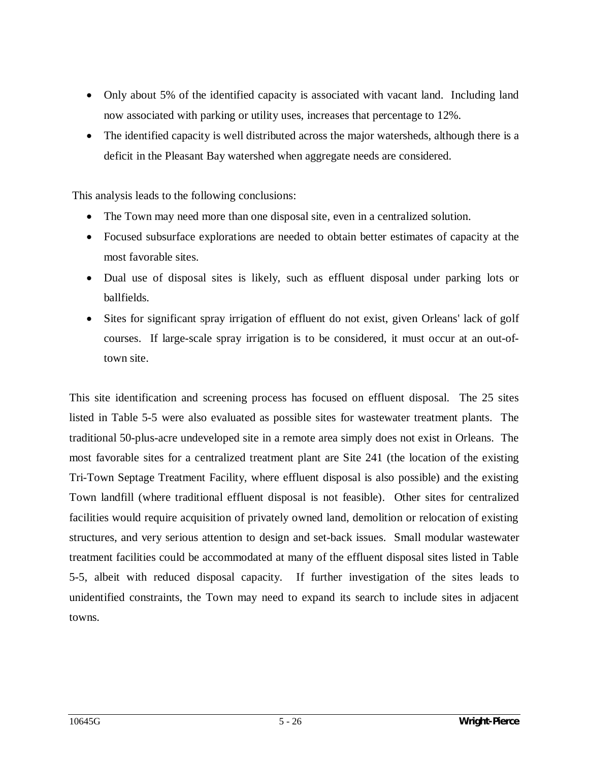- Only about 5% of the identified capacity is associated with vacant land. Including land now associated with parking or utility uses, increases that percentage to 12%.
- The identified capacity is well distributed across the major watersheds, although there is a deficit in the Pleasant Bay watershed when aggregate needs are considered.

This analysis leads to the following conclusions:

- The Town may need more than one disposal site, even in a centralized solution.
- Focused subsurface explorations are needed to obtain better estimates of capacity at the most favorable sites.
- Dual use of disposal sites is likely, such as effluent disposal under parking lots or ballfields.
- Sites for significant spray irrigation of effluent do not exist, given Orleans' lack of golf courses. If large-scale spray irrigation is to be considered, it must occur at an out-of-town site.

This site identification and screening process has focused on effluent disposal. The 25 sites listed in Table 5-5 were also evaluated as possible sites for wastewater treatment plants. The traditional 50-plus-acre undeveloped site in a remote area simply does not exist in Orleans. The most favorable sites for a centralized treatment plant are Site 241 (the location of the existing Tri-Town Septage Treatment Facility, where effluent disposal is also possible) and the existing Town landfill (where traditional effluent disposal is not feasible). Other sites for centralized facilities would require acquisition of privately owned land, demolition or relocation of existing structures, and very serious attention to design and set-back issues. Small modular wastewater treatment facilities could be accommodated at many of the effluent disposal sites listed in Table 5-5, albeit with reduced disposal capacity. If further investigation of the sites leads to unidentified constraints, the Town may need to expand its search to include sites in adjacent towns.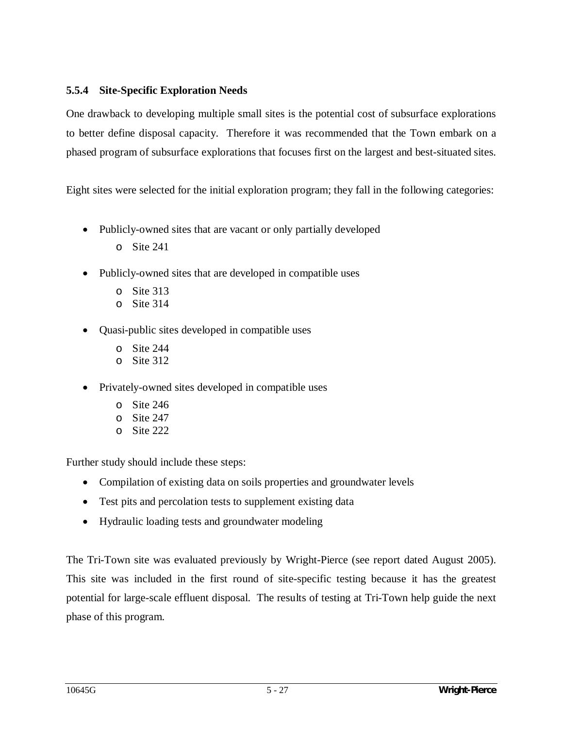### 5.5.4 Site-Specific Exploration Needs

One drawback to developing multiple small sites is the potential cost of subsurface explorations to better define disposal capacity. Therefore it was recommended that the Town embark on a phased program of subsurface explorations that focuses first on the largest and best-situated sites.

Eight sites were selected for the initial exploration program; they fall in the following categories:

- Publicly-owned sites that are vacant or only partially developed
  - Site 241
- Publicly-owned sites that are developed in compatible uses
  - Site 313
  - Site 314
- Quasi-public sites developed in compatible uses
  - Site 244
  - Site 312
- Privately-owned sites developed in compatible uses
  - Site 246
  - Site 247
  - Site 222

Further study should include these steps:

- Compilation of existing data on soils properties and groundwater levels
- Test pits and percolation tests to supplement existing data
- Hydraulic loading tests and groundwater modeling

The Tri-Town site was evaluated previously by Wright-Pierce (see report dated August 2005). This site was included in the first round of site-specific testing because it has the greatest potential for large-scale effluent disposal. The results of testing at Tri-Town help guide the next phase of this program.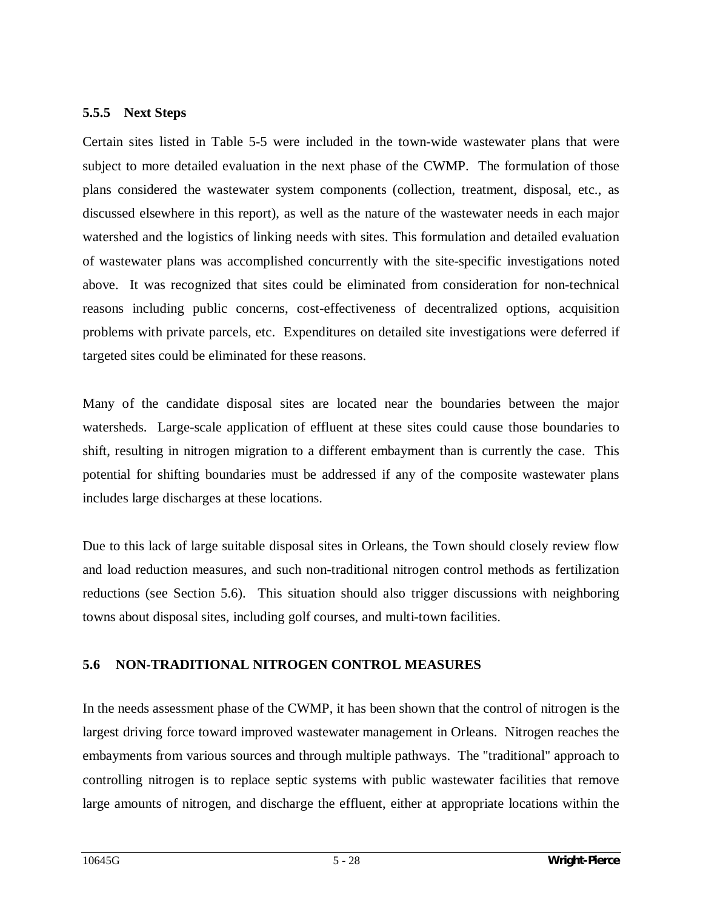### 5.5.5 Next Steps

Certain sites listed in Table 5-5 were included in the town-wide wastewater plans that were subject to more detailed evaluation in the next phase of the CWMP. The formulation of those plans considered the wastewater system components (collection, treatment, disposal, etc., as discussed elsewhere in this report), as well as the nature of the wastewater needs in each major watershed and the logistics of linking needs with sites. This formulation and detailed evaluation of wastewater plans was accomplished concurrently with the site-specific investigations noted above. It was recognized that sites could be eliminated from consideration for non-technical reasons including public concerns, cost-effectiveness of decentralized options, acquisition problems with private parcels, etc. Expenditures on detailed site investigations were deferred if targeted sites could be eliminated for these reasons.

Many of the candidate disposal sites are located near the boundaries between the major watersheds. Large-scale application of effluent at these sites could cause those boundaries to shift, resulting in nitrogen migration to a different embayment than is currently the case. This potential for shifting boundaries must be addressed if any of the composite wastewater plans includes large discharges at these locations.

Due to this lack of large suitable disposal sites in Orleans, the Town should closely review flow and load reduction measures, and such non-traditional nitrogen control methods as fertilization reductions (see Section 5.6). This situation should also trigger discussions with neighboring towns about disposal sites, including golf courses, and multi-town facilities.

## 5.6 NON-TRADITIONAL NITROGEN CONTROL MEASURES

In the needs assessment phase of the CWMP, it has been shown that the control of nitrogen is the largest driving force toward improved wastewater management in Orleans. Nitrogen reaches the embayments from various sources and through multiple pathways. The "traditional" approach to controlling nitrogen is to replace septic systems with public wastewater facilities that remove large amounts of nitrogen, and discharge the effluent, either at appropriate locations within the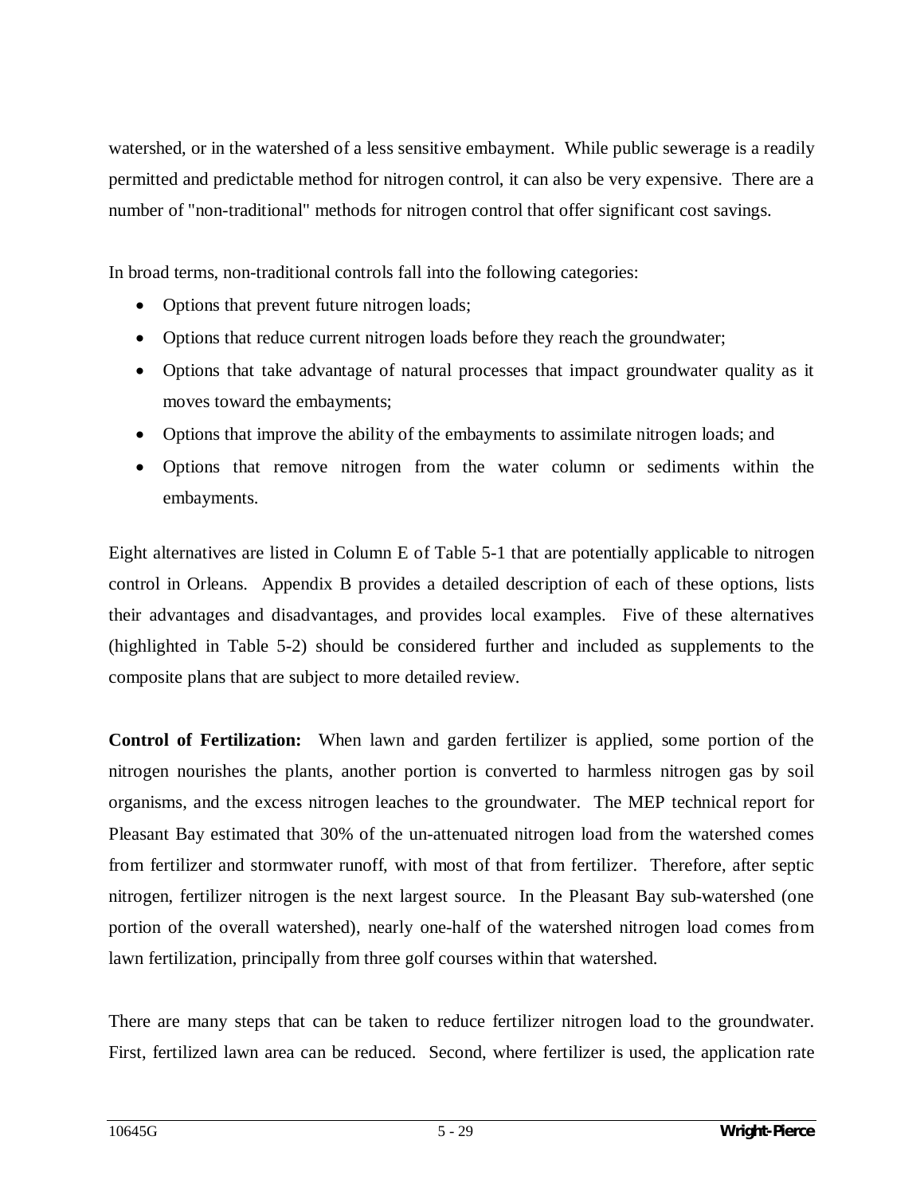watershed, or in the watershed of a less sensitive embayment. While public sewerage is a readily permitted and predictable method for nitrogen control, it can also be very expensive. There are a number of "non-traditional" methods for nitrogen control that offer significant cost savings.

In broad terms, non-traditional controls fall into the following categories:

- Options that prevent future nitrogen loads;
- Options that reduce current nitrogen loads before they reach the groundwater;
- Options that take advantage of natural processes that impact groundwater quality as it moves toward the embayments;
- Options that improve the ability of the embayments to assimilate nitrogen loads; and
- Options that remove nitrogen from the water column or sediments within the embayments.

Eight alternatives are listed in Column E of Table 5-1 that are potentially applicable to nitrogen control in Orleans. Appendix B provides a detailed description of each of these options, lists their advantages and disadvantages, and provides local examples. Five of these alternatives (highlighted in Table 5-2) should be considered further and included as supplements to the composite plans that are subject to more detailed review.

**Control of Fertilization:** When lawn and garden fertilizer is applied, some portion of the nitrogen nourishes the plants, another portion is converted to harmless nitrogen gas by soil organisms, and the excess nitrogen leaches to the groundwater. The MEP technical report for Pleasant Bay estimated that 30% of the un-attenuated nitrogen load from the watershed comes from fertilizer and stormwater runoff, with most of that from fertilizer. Therefore, after septic nitrogen, fertilizer nitrogen is the next largest source. In the Pleasant Bay sub-watershed (one portion of the overall watershed), nearly one-half of the watershed nitrogen load comes from lawn fertilization, principally from three golf courses within that watershed.

There are many steps that can be taken to reduce fertilizer nitrogen load to the groundwater. First, fertilized lawn area can be reduced. Second, where fertilizer is used, the application rate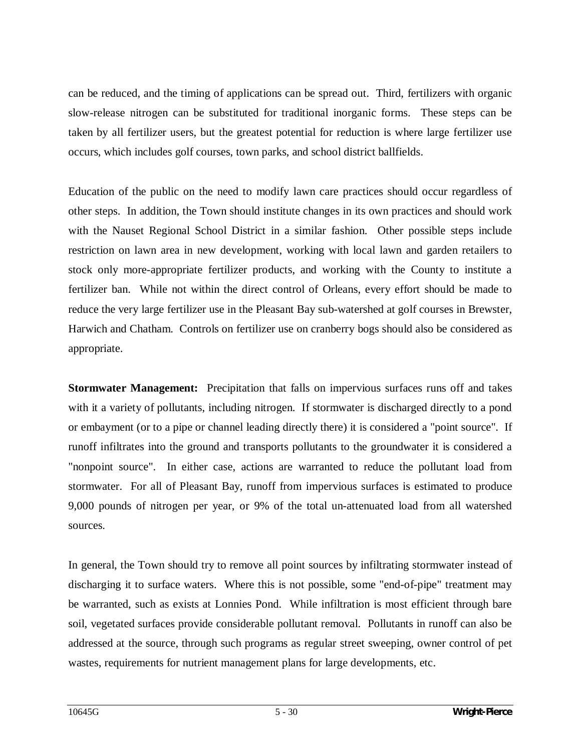can be reduced, and the timing of applications can be spread out. Third, fertilizers with organic slow-release nitrogen can be substituted for traditional inorganic forms. These steps can be taken by all fertilizer users, but the greatest potential for reduction is where large fertilizer use occurs, which includes golf courses, town parks, and school district ballfields.

Education of the public on the need to modify lawn care practices should occur regardless of other steps. In addition, the Town should institute changes in its own practices and should work with the Nauset Regional School District in a similar fashion. Other possible steps include restriction on lawn area in new development, working with local lawn and garden retailers to stock only more-appropriate fertilizer products, and working with the County to institute a fertilizer ban. While not within the direct control of Orleans, every effort should be made to reduce the very large fertilizer use in the Pleasant Bay sub-watershed at golf courses in Brewster, Harwich and Chatham. Controls on fertilizer use on cranberry bogs should also be considered as appropriate.

**Stormwater Management:** Precipitation that falls on impervious surfaces runs off and takes with it a variety of pollutants, including nitrogen. If stormwater is discharged directly to a pond or embayment (or to a pipe or channel leading directly there) it is considered a "point source". If runoff infiltrates into the ground and transports pollutants to the groundwater it is considered a "nonpoint source". In either case, actions are warranted to reduce the pollutant load from stormwater. For all of Pleasant Bay, runoff from impervious surfaces is estimated to produce 9,000 pounds of nitrogen per year, or 9% of the total un-attenuated load from all watershed sources.

In general, the Town should try to remove all point sources by infiltrating stormwater instead of discharging it to surface waters. Where this is not possible, some "end-of-pipe" treatment may be warranted, such as exists at Lonnies Pond. While infiltration is most efficient through bare soil, vegetated surfaces provide considerable pollutant removal. Pollutants in runoff can also be addressed at the source, through such programs as regular street sweeping, owner control of pet wastes, requirements for nutrient management plans for large developments, etc.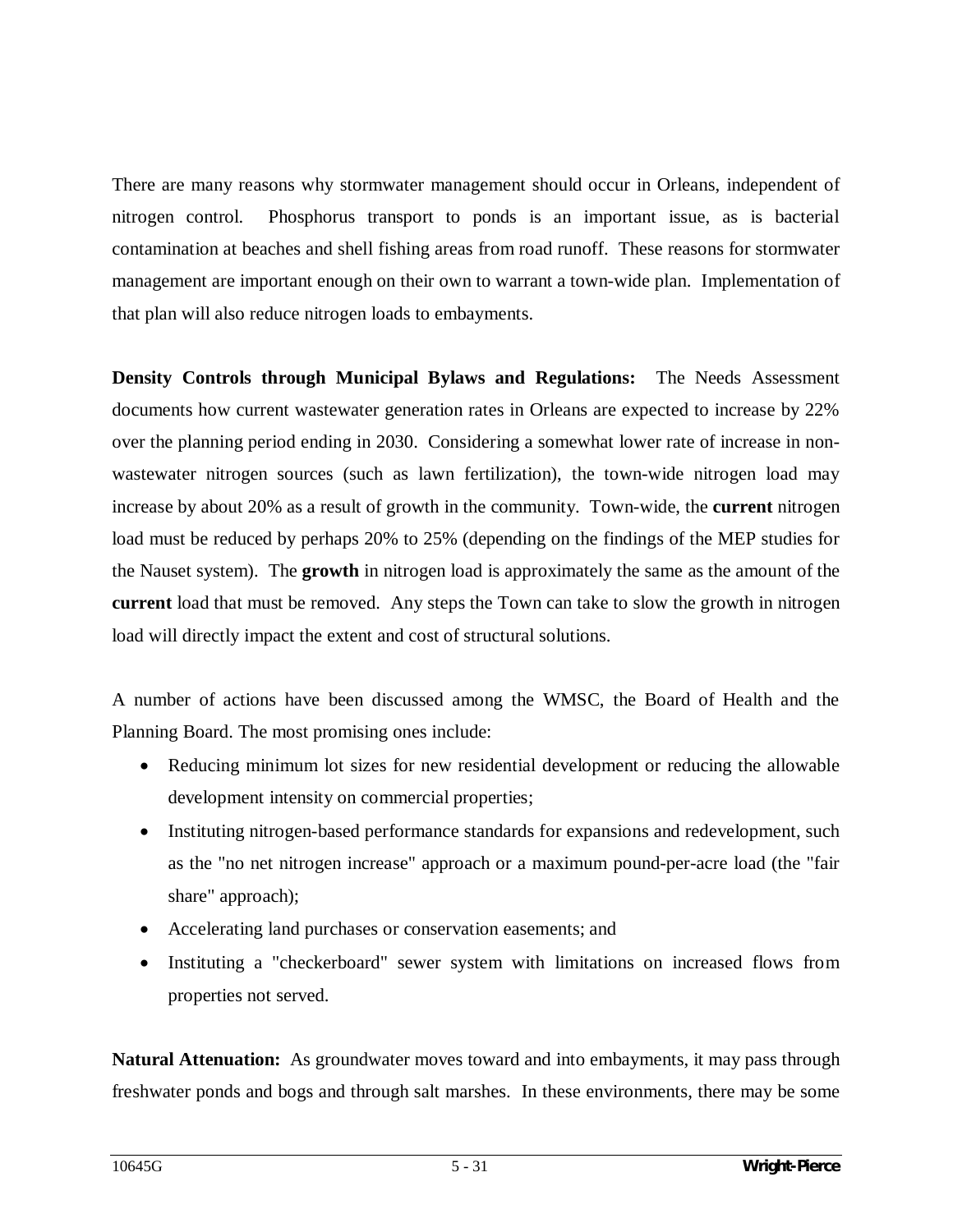There are many reasons why stormwater management should occur in Orleans, independent of nitrogen control. Phosphorus transport to ponds is an important issue, as is bacterial contamination at beaches and shell fishing areas from road runoff. These reasons for stormwater management are important enough on their own to warrant a town-wide plan. Implementation of that plan will also reduce nitrogen loads to embayments.

**Density Controls through Municipal Bylaws and Regulations:** The Needs Assessment documents how current wastewater generation rates in Orleans are expected to increase by 22% over the planning period ending in 2030. Considering a somewhat lower rate of increase in non-wastewater nitrogen sources (such as lawn fertilization), the town-wide nitrogen load may increase by about 20% as a result of growth in the community. Town-wide, the **current** nitrogen load must be reduced by perhaps 20% to 25% (depending on the findings of the MEP studies for the Nauset system). The **growth** in nitrogen load is approximately the same as the amount of the **current** load that must be removed. Any steps the Town can take to slow the growth in nitrogen load will directly impact the extent and cost of structural solutions.

A number of actions have been discussed among the WMSC, the Board of Health and the Planning Board. The most promising ones include:

- Reducing minimum lot sizes for new residential development or reducing the allowable development intensity on commercial properties;
- Instituting nitrogen-based performance standards for expansions and redevelopment, such as the "no net nitrogen increase" approach or a maximum pound-per-acre load (the "fair share" approach);
- Accelerating land purchases or conservation easements; and
- Instituting a "checkerboard" sewer system with limitations on increased flows from properties not served.

**Natural Attenuation:** As groundwater moves toward and into embayments, it may pass through freshwater ponds and bogs and through salt marshes. In these environments, there may be some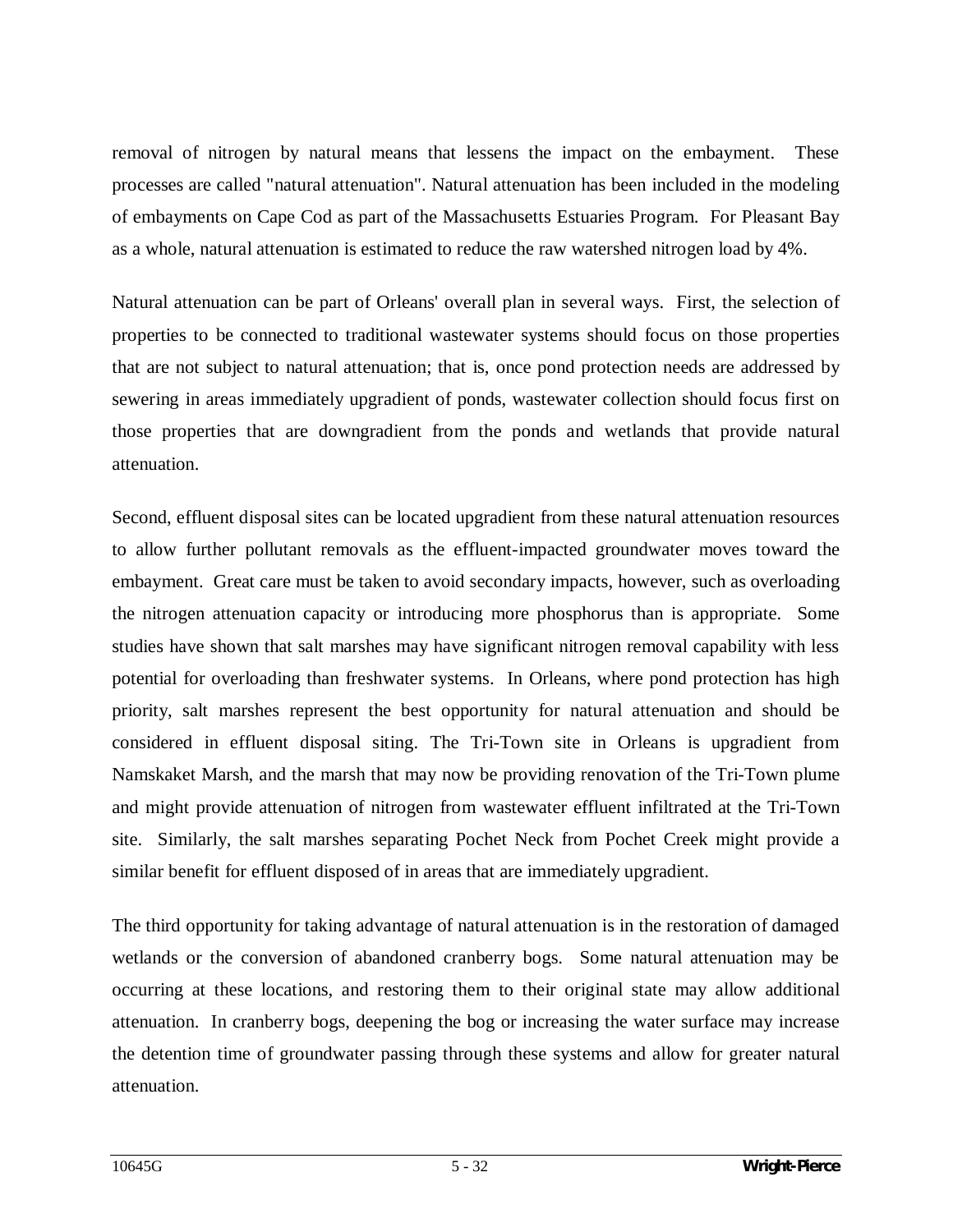removal of nitrogen by natural means that lessens the impact on the embayment. These processes are called "natural attenuation". Natural attenuation has been included in the modeling of embayments on Cape Cod as part of the Massachusetts Estuaries Program. For Pleasant Bay as a whole, natural attenuation is estimated to reduce the raw watershed nitrogen load by 4%.

Natural attenuation can be part of Orleans' overall plan in several ways. First, the selection of properties to be connected to traditional wastewater systems should focus on those properties that are not subject to natural attenuation; that is, once pond protection needs are addressed by sewering in areas immediately upgradient of ponds, wastewater collection should focus first on those properties that are downgradient from the ponds and wetlands that provide natural attenuation.

Second, effluent disposal sites can be located upgradient from these natural attenuation resources to allow further pollutant removals as the effluent-impacted groundwater moves toward the embayment. Great care must be taken to avoid secondary impacts, however, such as overloading the nitrogen attenuation capacity or introducing more phosphorus than is appropriate. Some studies have shown that salt marshes may have significant nitrogen removal capability with less potential for overloading than freshwater systems. In Orleans, where pond protection has high priority, salt marshes represent the best opportunity for natural attenuation and should be considered in effluent disposal siting. The Tri-Town site in Orleans is upgradient from Namskaket Marsh, and the marsh that may now be providing renovation of the Tri-Town plume and might provide attenuation of nitrogen from wastewater effluent infiltrated at the Tri-Town site. Similarly, the salt marshes separating Pochet Neck from Pochet Creek might provide a similar benefit for effluent disposed of in areas that are immediately upgradient.

The third opportunity for taking advantage of natural attenuation is in the restoration of damaged wetlands or the conversion of abandoned cranberry bogs. Some natural attenuation may be occurring at these locations, and restoring them to their original state may allow additional attenuation. In cranberry bogs, deepening the bog or increasing the water surface may increase the detention time of groundwater passing through these systems and allow for greater natural attenuation.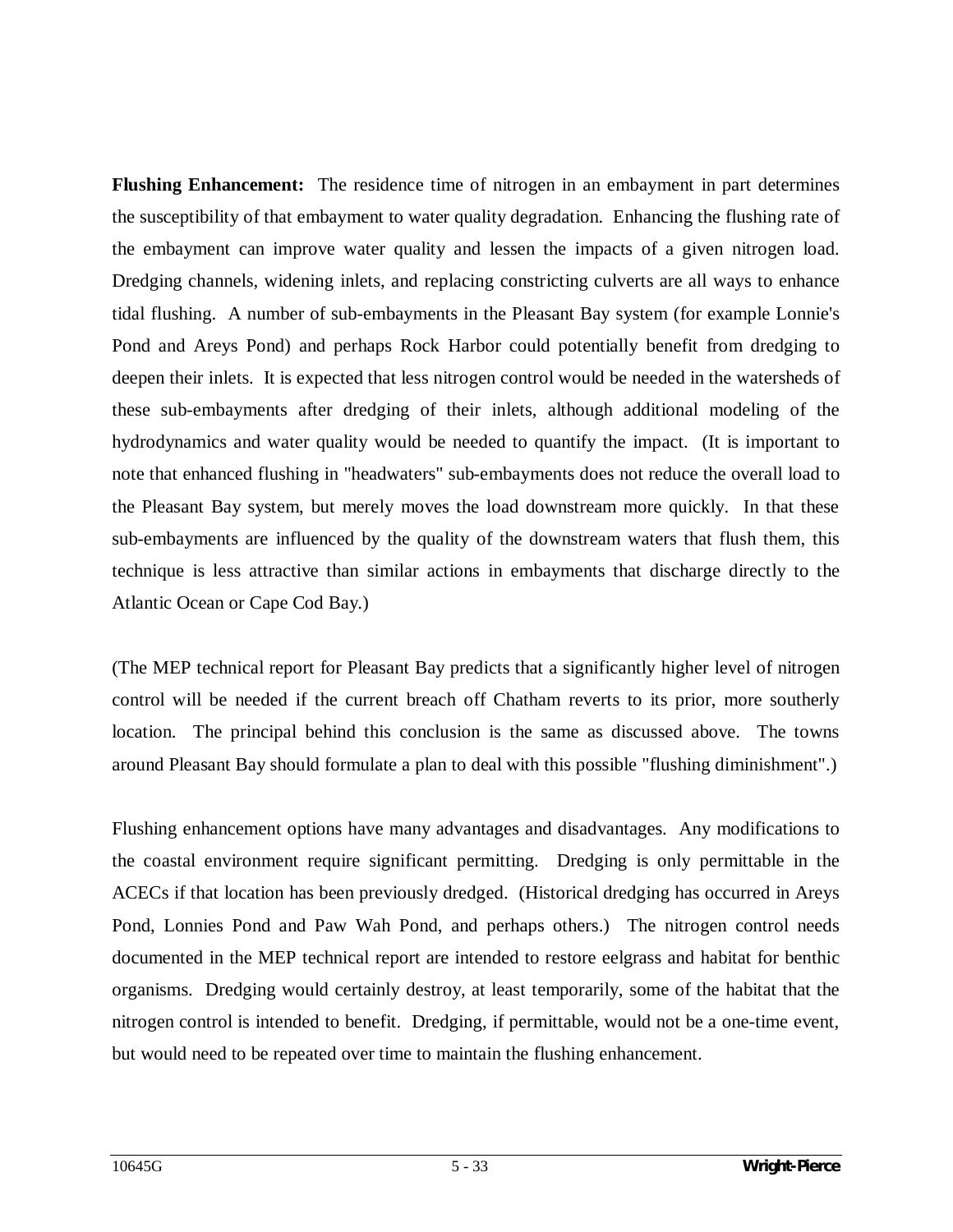**Flushing Enhancement:** The residence time of nitrogen in an embayment in part determines the susceptibility of that embayment to water quality degradation. Enhancing the flushing rate of the embayment can improve water quality and lessen the impacts of a given nitrogen load. Dredging channels, widening inlets, and replacing constricting culverts are all ways to enhance tidal flushing. A number of sub-embayments in the Pleasant Bay system (for example Lonnie's Pond and Areys Pond) and perhaps Rock Harbor could potentially benefit from dredging to deepen their inlets. It is expected that less nitrogen control would be needed in the watersheds of these sub-embayments after dredging of their inlets, although additional modeling of the hydrodynamics and water quality would be needed to quantify the impact. (It is important to note that enhanced flushing in "headwaters" sub-embayments does not reduce the overall load to the Pleasant Bay system, but merely moves the load downstream more quickly. In that these sub-embayments are influenced by the quality of the downstream waters that flush them, this technique is less attractive than similar actions in embayments that discharge directly to the Atlantic Ocean or Cape Cod Bay.)

(The MEP technical report for Pleasant Bay predicts that a significantly higher level of nitrogen control will be needed if the current breach off Chatham reverts to its prior, more southerly location. The principal behind this conclusion is the same as discussed above. The towns around Pleasant Bay should formulate a plan to deal with this possible "flushing diminishment".)

Flushing enhancement options have many advantages and disadvantages. Any modifications to the coastal environment require significant permitting. Dredging is only permittable in the ACECs if that location has been previously dredged. (Historical dredging has occurred in Areys Pond, Lonnies Pond and Paw Wah Pond, and perhaps others.) The nitrogen control needs documented in the MEP technical report are intended to restore eelgrass and habitat for benthic organisms. Dredging would certainly destroy, at least temporarily, some of the habitat that the nitrogen control is intended to benefit. Dredging, if permittable, would not be a one-time event, but would need to be repeated over time to maintain the flushing enhancement.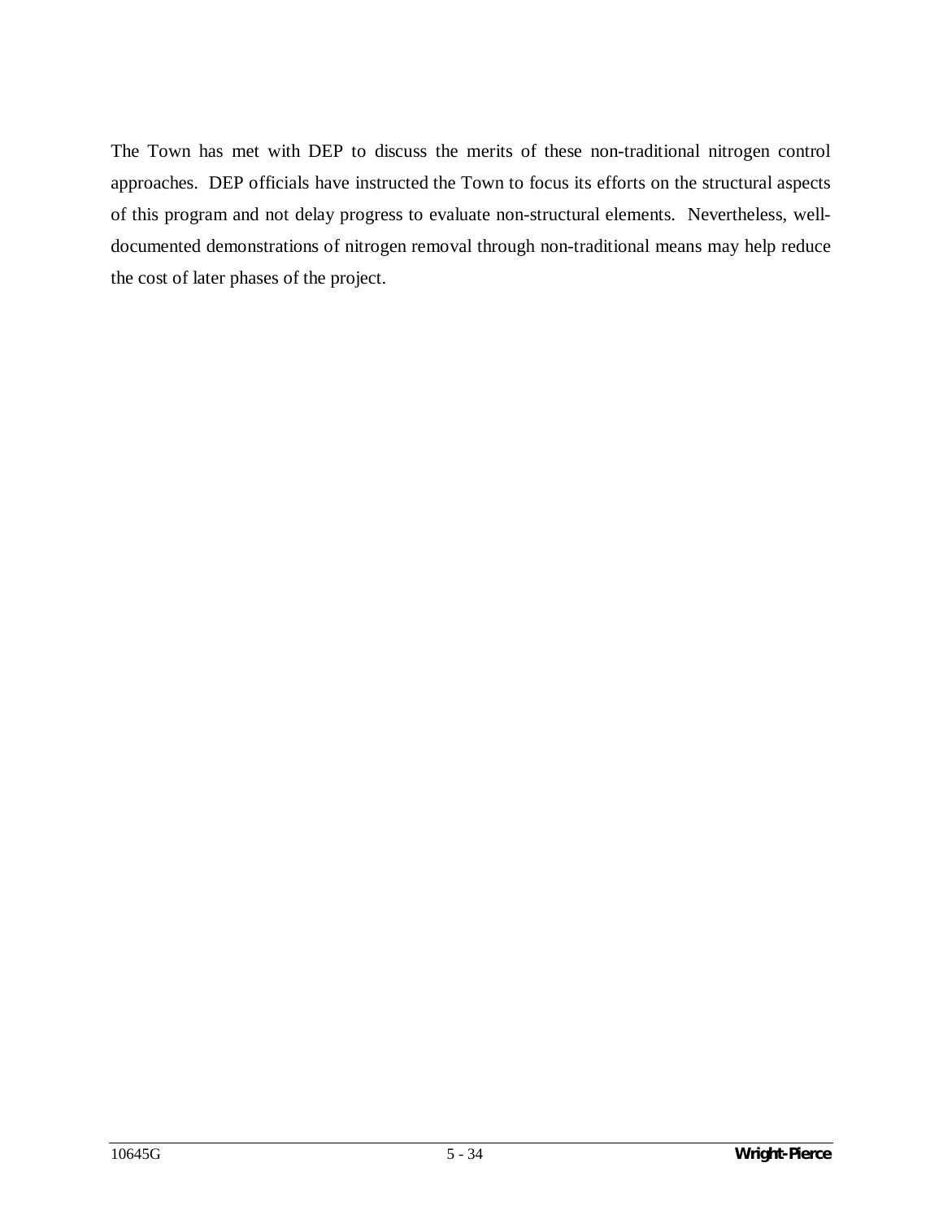The Town has met with DEP to discuss the merits of these non-traditional nitrogen control approaches. DEP officials have instructed the Town to focus its efforts on the structural aspects of this program and not delay progress to evaluate non-structural elements. Nevertheless, well-documented demonstrations of nitrogen removal through non-traditional means may help reduce the cost of later phases of the project.